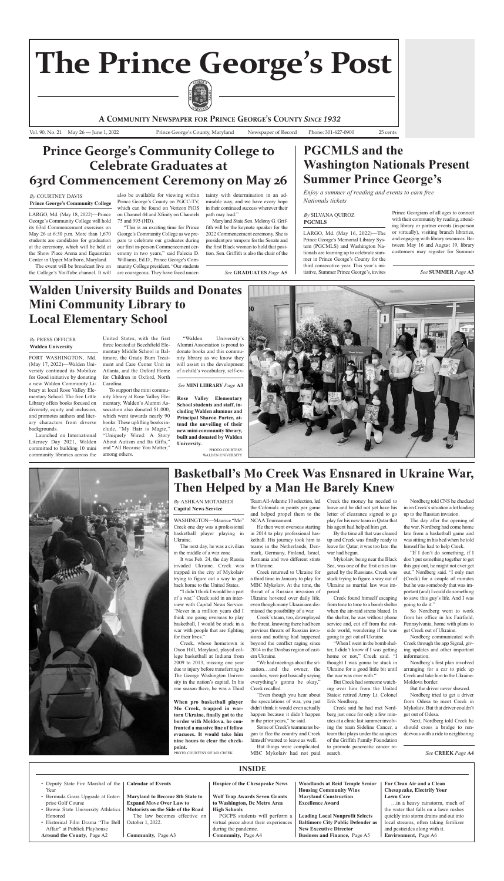# The Prince George's Post

**A Community Newspaper for Prince George's County Since 1932**

Vol. 90, No. 21 May 26 — June 1, 2022 Prince George's County, Maryland Newspaper of Record Phone: 301-627-0900 25 cents

## Prince George's Community College to Celebrate Graduates at 63rd Commencement Ceremony on May 26

*By* COURTNEY DAVIS
**Prince George's Community College**

LARGO, Md. (May 18, 2022)—Prince George's Community College will hold its 63rd Commencement exercises on May 26 at 6:30 p.m. More than 1,670 students are candidates for graduation at the ceremony, which will be held at the Show Place Arena and Equestrian Center in Upper Marlboro, Maryland.

The event will be broadcast live on the College's YouTube channel. It will also be available for viewing within Prince George's County on PGCC-TV, which can be found on Verizon FiOS on Channel 44 and Xfinity on Channels 75 and 995 (HD).

"This is an exciting time for Prince George's Community College as we prepare to celebrate our graduates during our first in-person Commencement ceremony in two years," said Falecia D. Williams, Ed.D., Prince George's Community College president. "Our students are courageous. They have faced uncertainty with determination in an admirable way, and we have every hope in their continued success wherever their path may lead."

Maryland State Sen. Melony G. Griffith will be the keynote speaker for the 2022 Commencement ceremony. She is president pro tempore for the Senate and the first Black woman to hold that position. Sen. Griffith is also the chair of the

*See* **GRADUATES** *Page* **A5**

## PGCMLS and the Washington Nationals Present Summer Prince George's

*Enjoy a summer of reading and events to earn free Nationals tickets*

*By* SILVANA QUIROZ
**PGCMLS**

LARGO, Md. (May 16, 2022)—The Prince George's Memorial Library System (PGCMLS) and Washington Nationals are teaming up to celebrate summer in Prince George's County for the third consecutive year. This year's initiative, Summer Prince George's, invites Prince Georgians of all ages to connect with their community by reading, attending library or partner events (in-person or virtually), visiting branch libraries, and engaging with library resources. Between May 16 and August 19, library customers may register for Summer

*See* **SUMMER** *Page* **A3**

## Walden University Builds and Donates Mini Community Library to Local Elementary School

*By* PRESS OFFICER
**Walden University**

FORT WASHINGTON, Md. (May 17, 2022)—Walden University continued its Mobilize for Good initiative by donating a new Walden Community Library at local Rose Valley Elementary School. The free Little Library offers books focused on diversity, equity and inclusion, and promotes authors and literary characters from diverse backgrounds.

Launched on International Literacy Day 2021, Walden committed to building 10 mini community libraries across the United States, with the first three located at Beechfield Elementary Middle School in Baltimore, the Grady Burn Treatment and Care Center Unit in Atlanta, and the Oxford Home for Children in Oxford, North Carolina.

To support the mini community library at Rose Valley Elementary, Walden's Alumni Association also donated $1,000, which went towards nearly 90 books. These uplifting books include, "My Hair is Magic," "Uniquely Wired: A Story About Autism and Its Gifts," and "All Because You Matter," among others.

"Walden University's Alumni Association is proud to donate books and this community library as we know they will assist in the development of a child's vocabulary, self-ex-

*See* **MINI LIBRARY** *Page* **A3**

**Rose Valley Elementary School students and staff, including Walden alumnus and Principal Sharon Porter, attend the unveiling of their new mini community library, built and donated by Walden University.**

PHOTO COURTESY WALDEN UNIVERSITY

## Basketball's Mo Creek Was Ensnared in Ukraine War, Then Helped by a Man He Barely Knew

**When pro basketball player Mo Creek, trapped in war-torn Ukraine, finally got to the border with Moldova, he confronted a massive line of fellow evacuees. It would take him nine hours to clear the checkpoint.**

PHOTO COURTESY OF MO CREEK

*By* ASHKAN MOTAMEDI
**Capital News Service**

WASHINGTON—Maurice "Mo" Creek one day was a professional basketball player playing in Ukraine.

The next day, he was a civilian in the middle of a war zone.

It was Feb. 24, the day Russia invaded Ukraine. Creek was trapped in the city of Mykolaiv trying to figure out a way to get back home to the United States.

"I didn't think I would be a part of a war," Creek said in an interview with Capital News Service. "Never in a million years did I think me going overseas to play basketball, I would be stuck in a war with people that are fighting for their lives."

Creek, whose hometown is Oxon Hill, Maryland, played college basketball at Indiana from 2009 to 2013, missing one year due to injury before transferring to The George Washington University in the nation's capital. In his one season there, he was a Third Team All-Atlantic 10 selection, led the Colonials in points per game and helped propel them to the NCAA Tournament.

He then went overseas starting in 2014 to play professional basketball. His journey took him to teams in the Netherlands, Denmark, Germany, Finland, Israel, Romania and two different stints in Ukraine.

Creek returned to Ukraine for a third time in January to play for MBC Mykolaiv. At the time, the threat of a Russian invasion of Ukraine hovered over daily life, even though many Ukrainians dismissed the possibility of a war.

Creek's team, too, downplayed the threat, knowing there had been previous threats of Russian invasions and nothing had happened beyond the conflict raging since 2014 in the Donbas region of eastern Ukraine.

"We had meetings about the situation…and the owner, the coaches, were just basically saying everything's gonna be okay," Creek recalled.

"Even though you hear about the speculations of war, you just didn't think it would even actually happen because it didn't happen in the prior years," he said.

Some of Creek's teammates began to flee the country and Creek himself wanted to leave as well.

But things were complicated. MBC Mykolaiv had not paid Creek the money he needed to leave and he did not yet have his letter of clearance signed to go play for his new team in Qatar that his agent had helped him get.

By the time all that was cleared up and Creek was finally ready to leave for Qatar, it was too late: the war had begun.

Mykolaiv, being near the Black Sea, was one of the first cities targeted by the Russians. Creek was stuck trying to figure a way out of Ukraine as martial law was imposed.

Creek found himself escaping from time to time to a bomb shelter when the air-raid sirens blared. In the shelter, he was without phone service and, cut off from the outside world, wondering if he was going to get out of Ukraine.

"When I went in the bomb shelter, I didn't know if I was getting home or not," Creek said. "I thought I was gonna be stuck in Ukraine for a good little bit until the war was over with."

But Creek had someone watching over him from the United States: retired Army Lt. Colonel Erik Nordberg.

Creek said he had met Nordberg just once for only a few minutes at a clinic last summer involving the team Sideline Cancer, a team that plays under the auspices of the Griffith Family Foundation to promote pancreatic cancer research.

Nordberg told CNS he checked in on Creek's situation a lot leading up to the Russian invasion.

The day after the opening of the war, Nordberg had come home late from a basketball game and was sitting in his bed when he told himself he had to help Creek.

"If I don't do something, if I don't put something together to get this guy out, he might not ever get out," Nordberg said. "I only met (Creek) for a couple of minutes but he was somebody that was important (and) I could do something to save this guy's life. And I was going to do it."

So Nordberg went to work from his office in his Fairfield, Pennsylvania, home with plans to get Creek out of Ukraine.

Nordberg communicated with Creek through the app Signal, giving updates and other important information.

Nordberg's first plan involved arranging for a car to pick up Creek and take him to the Ukraine-Moldova border.

But the driver never showed.

Nordberg tried to get a driver from Odesa to meet Creek in Mykolaiv. But that driver couldn't get out of Odesa.

Next, Nordberg told Creek he should cross a bridge to rendezvous with a ride to neighboring

*See* **CREEK** *Page* **A4**

### INSIDE

- Deputy State Fire Marshal of the Year
- Bermuda Grass Upgrade at Enterprise Golf Course
- Bowie State University Athletics Honored
- Historical Film Drama "The Bell Affair" at Publick Playhouse

**Around the County,** Page A2

**Calendar of Events**

**Maryland to Become 8th State to Expand Move Over Law to Motorists on the Side of the Road**

The law becomes effective on October 1, 2022.

**Community,** Page A3

**Hospice of the Chesapeake News**

**Wolf Trap Awards Seven Grants to Washington, Dc Metro Area High Schools**

PGCPS students will perform a virtual piece about their experiences during the pandemic.

**Community,** Page A4

**Woodlands at Reid Temple Senior Housing Community Wins Maryland Construction Excellence Award**

**Leading Local Nonprofit Selects Baltimore City Public Defender as New Executive Director**

**Business and Finance,** Page A5

**For Clean Air and a Clean Chesapeake, Electrify Your Lawn Care**

…in a heavy rainstorm, much of the water that falls on a lawn rushes quickly into storm drains and out into local streams, often taking fertilizer and pesticides along with it.

**Environment,** Page A6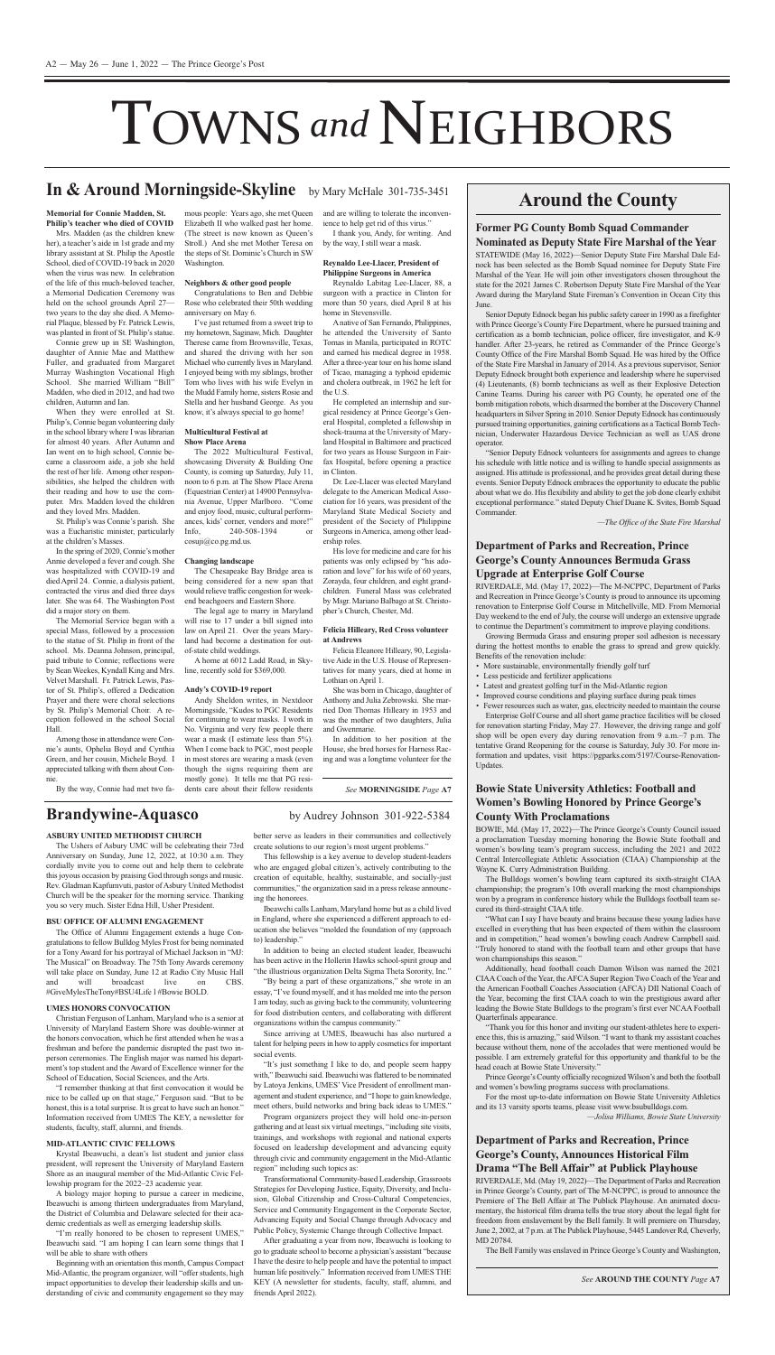# TOWNS *and* NEIGHBORS

## In & Around Morningside-Skyline by Mary McHale 301-735-3451

### Memorial for Connie Madden, St. Philip's teacher who died of COVID

Mrs. Madden (as the children knew her), a teacher's aide in 1st grade and my library assistant at St. Philip the Apostle School, died of COVID-19 back in 2020 when the virus was new. In celebration of the life of this much-beloved teacher, a Memorial Dedication Ceremony was held on the school grounds April 27—two years to the day she died. A Memorial Plaque, blessed by Fr. Patrick Lewis, was planted in front of St. Philip's statue.

Connie grew up in SE Washington, daughter of Annie Mae and Matthew Fuller, and graduated from Margaret Murray Washington Vocational High School. She married William "Bill" Madden, who died in 2012, and had two children, Autumn and Ian.

When they were enrolled at St. Philip's, Connie began volunteering daily in the school library where I was librarian for almost 40 years. After Autumn and Ian went on to high school, Connie became a classroom aide, a job she held the rest of her life. Among other responsibilities, she helped the children with their reading and how to use the computer. Mrs. Madden loved the children and they loved Mrs. Madden.

St. Philip's was Connie's parish. She was a Eucharistic minister, particularly at the children's Masses.

In the spring of 2020, Connie's mother Annie developed a fever and cough. She was hospitalized with COVID-19 and died April 24. Connie, a dialysis patient, contracted the virus and died three days later. She was 64. The Washington Post did a major story on them.

The Memorial Service began with a special Mass, followed by a procession to the statue of St. Philip in front of the school. Ms. Deanna Johnson, principal, paid tribute to Connie; reflections were by Sean Weekes, Kyndall King and Mrs. Velvet Marshall. Fr. Patrick Lewis, Pastor of St. Philip's, offered a Dedication Prayer and there were choral selections by St. Philip's Memorial Choir. A reception followed in the school Social Hall.

Among those in attendance were Connie's aunts, Ophelia Boyd and Cynthia Green, and her cousin, Michele Boyd. I appreciated talking with them about Connie.

By the way, Connie had met two famous people: Years ago, she met Queen Elizabeth II who walked past her home. (The street is now known as Queen's Stroll.) And she met Mother Teresa on the steps of St. Dominic's Church in SW Washington.

### Neighbors & other good people

Congratulations to Ben and Debbie Rose who celebrated their 50th wedding anniversary on May 6.

I've just returned from a sweet trip to my hometown, Saginaw, Mich. Daughter Therese came from Brownsville, Texas, and shared the driving with her son Michael who currently lives in Maryland. I enjoyed being with my siblings, brother Tom who lives with his wife Evelyn in the Mudd Family home, sisters Rosse and Stella and her husband George. As you know, it's always special to go home!

### Multicultural Festival at Show Place Arena

The 2022 Multicultural Festival, showcasing Diversity & Building One County, is coming up Saturday, July 11, noon to 6 p.m. at The Show Place Arena (Equestrian Center) at 14900 Pennsylvania Avenue, Upper Marlboro. "Come and enjoy food, music, cultural performances, kids' corner, vendors and more!" Info, 240-508-1394 or cosuji@co.pg.md.us.

### Changing landscape

The Chesapeake Bay Bridge area is being considered for a new span that would relieve traffic congestion for weekend beachgoers and Eastern Shore.

The legal age to marry in Maryland will rise to 17 under a bill signed into law on April 21. Over the years Maryland had become a destination for out-of-state child weddings.

A home at 6012 Ladd Road, in Skyline, recently sold for $369,000.

### Andy's COVID-19 report

Andy Sheldon writes, in Nextdoor Morningside, "Kudos to PGC Residents for continuing to wear masks. I work in No. Virginia and very few people there wear a mask (I estimate less than 5%). When I come back to PGC, most people in most stores are wearing a mask (even though the signs requiring them are mostly gone). It tells me that PG residents care about their fellow residents and are willing to tolerate the inconvenience to help get rid of this virus."

I thank you, Andy, for writing. And by the way, I still wear a mask.

### Reynaldo Lee-Llacer, President of Philippine Surgeons in America

Reynaldo Labitag Lee-Llacer, 88, a surgeon with a practice in Clinton for more than 50 years, died April 8 at his home in Stevensville.

A native of San Fernando, Philippines, he attended the University of Santo Tomas in Manila, participated in ROTC and earned his medical degree in 1958. After a three-year tour on his home island of Ticao, managing a typhoid epidemic and cholera outbreak, in 1962 he left for the U.S.

He completed an internship and surgical residency at Prince George's General Hospital, completed a fellowship in shock-trauma at the University of Maryland Hospital in Baltimore and practiced for two years as House Surgeon in Fairfax Hospital, before opening a practice in Clinton.

Dr. Lee-Llacer was elected Maryland delegate to the American Medical Association for 16 years, was president of the Maryland State Medical Society and president of the Society of Philippine Surgeons in America, among other leadership roles.

His love for medicine and care for his patients was only eclipsed by "his adoration and love" for his wife of 60 years, Zorayda, four children, and eight grandchildren. Funeral Mass was celebrated by Msgr. Mariano Balbago at St. Christopher's Church, Chester, Md.

### Felicia Hilleary, Red Cross volunteer at Andrews

Felicia Eleanore Hilleary, 90, Legislative Aide in the U.S. House of Representatives for many years, died at home in Lothian on April 1.

She was born in Chicago, daughter of Anthony and Julia Zebrowski. She married Don Thomas Hilleary in 1953 and was the mother of two daughters, Julia and Gwenmarie.

In addition to her position at the House, she bred horses for Harness Racing and was a longtime volunteer for the

*See* **MORNINGSIDE** *Page* **A7**

## Brandywine-Aquasco by Audrey Johnson 301-922-5384

### ASBURY UNITED METHODIST CHURCH

The Ushers of Asbury UMC will be celebrating their 73rd Anniversary on Sunday, June 12, 2022, at 10:30 a.m. They cordially invite you to come out and help them to celebrate this joyous occasion by praising God through songs and music. Rev. Gladman Kapfumvuti, pastor of Asbury United Methodist Church will be the speaker for the morning service. Thanking you so very much. Sister Edna Hill, Usher President.

### BSU OFFICE OF ALUMNI ENGAGEMENT

The Office of Alumni Engagement extends a huge Congratulations to fellow Bulldog Myles Frost for being nominated for a Tony Award for his portrayal of Michael Jackson in "MJ: The Musical" on Broadway. The 75th Tony Awards ceremony will take place on Sunday, June 12 at Radio City Music Hall and will broadcast live on CBS. #GiveMylesTheTony#BSU4Life l #Bowie BOLD.

### UMES HONORS CONVOCATION

Christian Ferguson of Lanham, Maryland who is a senior at University of Maryland Eastern Shore was double-winner at the honors convocation, which he first attended when he was a freshman and before the pandemic disrupted the past two in-person ceremonies. The English major was named his department's top student and the Award of Excellence winner for the School of Education, Social Sciences, and the Arts.

"I remember thinking at that first convocation it would be nice to be called up on that stage," Ferguson said. "But to be honest, this is a total surprise. It is great to have such an honor." Information received from UMES THE KEY, a newsletter for students, faculty, staff, alumni, and friends.

### MID-ATLANTIC CIVIC FELLOWS

Krystal Ibeawuchi, a dean's list student and junior class president, will represent the University of Maryland Eastern Shore as an inaugural member of the Mid-Atlantic Civic Fellowship program for the 2022–23 academic year.

A biology major hoping to pursue a career in medicine, Ibeawuchi is among thirteen undergraduates from Maryland, the District of Columbia and Delaware selected for their academic credentials as well as emerging leadership skills.

"I'm really honored to be chosen to represent UMES," Ibeawuchi said. "I am hoping I can learn some things that I will be able to share with others

Beginning with an orientation this month, Campus Compact Mid-Atlantic, the program organizer, will "offer students, high impact opportunities to develop their leadership skills and understanding of civic and community engagement so they may better serve as leaders in their communities and collectively create solutions to our region's most urgent problems."

This fellowship is a key avenue to develop student-leaders who are engaged global citizen's, actively contributing to the creation of equitable, healthy, sustainable, and socially-just communities," the organization said in a press release announcing the honorees.

Ibeawchi calls Lanham, Maryland home but as a child lived in England, where she experienced a different approach to education she believes "molded the foundation of my (approach to) leadership."

In addition to being an elected student leader, Ibeawuchi has been active in the Hollerin Hawks school-spirit group and "the illustrious organization Delta Sigma Theta Sorority, Inc."

"By being a part of these organizations," she wrote in an essay, "I've found myself, and it has molded me into the person I am today, such as giving back to the community, volunteering for food distribution centers, and collaborating with different organizations within the campus community."

Since arriving at UMES, Ibeawuchi has also nurtured a talent for helping peers in how to apply cosmetics for important social events.

"It's just something I like to do, and people seem happy with," Ibeawuchi said. Ibeawuchi was flattered to be nominated by Latoya Jenkins, UMES' Vice President of enrollment management and student experience, and "I hope to gain knowledge, meet others, build networks and bring back ideas to UMES."

Program organizers project they will hold one-in-person gathering and at least six virtual meetings, "including site visits, trainings, and workshops with regional and national experts focused on leadership development and advancing equity through civic and community engagement in the Mid-Atlantic region" including such topics as:

Transformational Community-based Leadership, Grassroots Strategies for Developing Justice, Equity, Diversity, and Inclusion, Global Citizenship and Cross-Cultural Competencies, Service and Community Engagement in the Corporate Sector, Advancing Equity and Social Change through Advocacy and Public Policy, Systemic Change through Collective Impact.

After graduating a year from now, Ibeawuchi is looking to go to graduate school to become a physician's assistant "because I have the desire to help people and have the potential to impact human life positively." Information received from UMES THE KEY (A newsletter for students, faculty, staff, alumni, and friends April 2022).

## Around the County

### Former PG County Bomb Squad Commander Nominated as Deputy State Fire Marshal of the Year

STATEWIDE (May 16, 2022)—Senior Deputy State Fire Marshal Dale Ednock has been selected as the Bomb Squad nominee for Deputy State Fire Marshal of the Year. He will join other investigators chosen throughout the state for the 2021 James C. Robertson Deputy State Fire Marshal of the Year Award during the Maryland State Fireman's Convention in Ocean City this June.

Senior Deputy Ednock began his public safety career in 1990 as a firefighter with Prince George's County Fire Department, where he pursued training and certification as a bomb technician, police officer, fire investigator, and K-9 handler. After 23-years, he retired as Commander of the Prince George's County Office of the Fire Marshal Bomb Squad. He was hired by the Office of the State Fire Marshal in January of 2014. As a previous supervisor, Senior Deputy Ednock brought both experience and leadership where he supervised (4) Lieutenants, (8) bomb technicians as well as their Explosive Detection Canine Teams. During his career with PG County, he operated one of the bomb mitigation robots, which disarmed the bomber at the Discovery Channel headquarters in Silver Spring in 2010. Senior Deputy Ednock has continuously pursued training opportunities, gaining certifications as a Tactical Bomb Technician, Underwater Hazardous Device Technician as well as UAS drone operator.

"Senior Deputy Ednock volunteers for assignments and agrees to change his schedule with little notice and is willing to handle special assignments as assigned. His attitude is professional, and he provides great detail during these events. Senior Deputy Ednock embraces the opportunity to educate the public about what we do. His flexibility and ability to get the job done clearly exhibit exceptional performance." stated Deputy Chief Duane K. Svites, Bomb Squad Commander.

*—The Office of the State Fire Marshal*

### Department of Parks and Recreation, Prince George's County Announces Bermuda Grass Upgrade at Enterprise Golf Course

RIVERDALE, Md. (May 17, 2022)—The M-NCPPC, Department of Parks and Recreation in Prince George's County is proud to announce its upcoming renovation to Enterprise Golf Course in Mitchellville, MD. From Memorial Day weekend to the end of July, the course will undergo an extensive upgrade to continue the Department's commitment to improve playing conditions.

Growing Bermuda Grass and ensuring proper soil adhesion is necessary during the hottest months to enable the grass to spread and grow quickly. Benefits of the renovation include:

- More sustainable, environmentally friendly golf turf
- Less pesticide and fertilizer applications
- Latest and greatest golfing turf in the Mid-Atlantic region
- Improved course conditions and playing surface during peak times
- Fewer resources such as water, gas, electricity needed to maintain the course

Enterprise Golf Course and all short game practice facilities will be closed for renovation starting Friday, May 27. However, the driving range and golf shop will be open every day during renovation from 9 a.m.–7 p.m. The tentative Grand Reopening for the course is Saturday, July 30. For more information and updates, visit https://pgparks.com/5197/Course-Renovation-Updates.

### Bowie State University Athletics: Football and Women's Bowling Honored by Prince George's County With Proclamations

BOWIE, Md. (May 17, 2022)—The Prince George's County Council issued a proclamation Tuesday morning honoring the Bowie State football and women's bowling team's program success, including the 2021 and 2022 Central Intercollegiate Athletic Association (CIAA) Championship at the Wayne K. Curry Administration Building.

The Bulldogs women's bowling team captured its sixth-straight CIAA championship; the program's 10th overall marking the most championships won by a program in conference history while the Bulldogs football team secured its third-straight CIAA title.

"What can I say I have beauty and brains because these young ladies have excelled in everything that has been expected of them within the classroom and in competition," head women's bowling coach Andrew Campbell said. "Truly honored to stand with the football team and other groups that have won championships this season."

Additionally, head football coach Damon Wilson was named the 2021 CIAA Coach of the Year, the AFCA Super Region Two Coach of the Year and the American Football Coaches Association (AFCA) DII National Coach of the Year, becoming the first CIAA coach to win the prestigious award after leading the Bowie State Bulldogs to the program's first ever NCAA Football Quarterfinals appearance.

"Thank you for this honor and inviting our student-athletes here to experience this, this is amazing," said Wilson. "I want to thank my assistant coaches because without them, none of the accolades that were mentioned would be possible. I am extremely grateful for this opportunity and thankful to be the head coach at Bowie State University."

Prince George's County officially recognized Wilson's and both the football and women's bowling programs success with proclamations.

For the most up-to-date information on Bowie State University Athletics and its 13 varsity sports teams, please visit www.bsubulldogs.com.

*—Jolisa Williams, Bowie State University*

### Department of Parks and Recreation, Prince George's County, Announces Historical Film Drama "The Bell Affair" at Publick Playhouse

RIVERDALE, Md. (May 19, 2022)—The Department of Parks and Recreation in Prince George's County, a part of The M-NCPPC, is proud to announce the Premiere of The Bell Affair at The Publick Playhouse. An animated documentary, the historical film drama tells the true story about the legal fight for freedom from enslavement by the Bell family. It will premiere on Thursday, June 2, 2002, at 7 p.m. at The Publick Playhouse, 5445 Landover Rd, Cheverly, MD 20784.

The Bell Family was enslaved in Prince George's County and Washington,

*See* **AROUND THE COUNTY** *Page* **A7**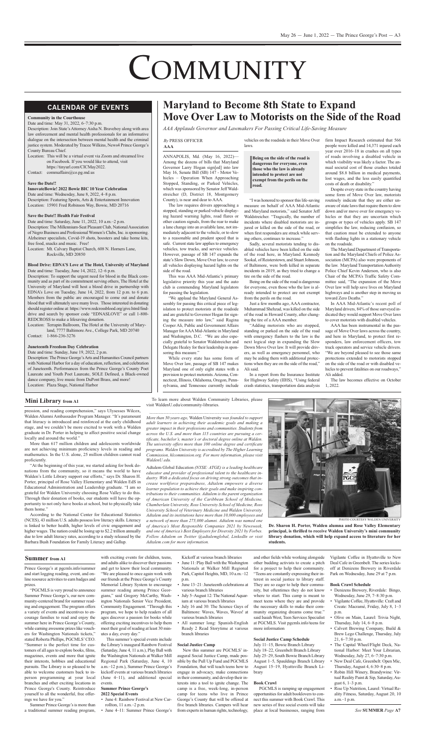# COMMUNITY

## CALENDAR OF EVENTS

**Community in the Courthouse**
Date and time: May 31, 2022, 6–7:30 p.m.
Description: Join State's Attorney Aisha N. Braveboy along with area law enforcement and mental health professionals for an informative dialogue on the intersection between mental health and the criminal justice system. Moderated by Tracee Wilkins, News4 Prince George's County Bureau Chief.
Location: This will be a virtual event via Zoom and streamed live on Facebook. If you would like to attend, visit https://tinyurl.com/CICMay2022.
Contact: commaffairs@co.pg.md.us

**Save the Date!!**
**InnovateBowie! 2022 Bowie BIC 10 Year Celebration**
Date and time: Wednesday, June 8, 2022, 4–8 p.m.
Description: Featuring Sports, Arts & Entertainment Innovation
Location: 15901 Fred Robinson Way, Bowie, MD 20716

**Save the Date!! Health Fair Festival**
Date and time: Saturday, June 11, 2022, 10 a.m.–2 p.m.
Description: The Millennium-Seat Pleasant Club, National Association of Negro Business and Professional Women's Clubs, Inc. is sponsoring. Alzheimer specialists, Covid-19 shots, boosters and take home kits, free food, snacks and music. Free!
Location: Mt. Calvary Baptist Church, 608 N. Horners Lane, Rockville, MD 20850

**Blood Drive: EDNA'S Love at The Hotel, University of Maryland**
Date and time: Tuesday, June 14, 2022, 12–6 p.m.
Description: To support the urgent need for blood in the Black community and as part of its commitment serving others, The Hotel at the University of Maryland will host a blood drive in partnership with EDNA's Love on Tuesday, June 14, 2022, from 12 p.m. to 6 p.m. Members from the public are encouraged to come out and donate blood that will ultimately save many lives. Those interested in donating should register online at: https://www.redcrossblood.org/give.html/find-drive and search by sponsor code "EDNASLOVE" or call 1-800-REDCROSS to make a lifesaving donation.
Location: Terrapin Ballroom, The Hotel at the University of Maryland, 7777 Baltimore Ave., College Park, MD 20740
Contact: 1-866-236-3276

**Juneteenth Freedom Day Celebration**
Date and time: Sunday, June 19, 2022, 2 p.m.
Description: The Prince George's Arts and Humanities Council partners with National Harbor for a day of education, reflection, and celebration of Juneteenth. Performances from the Prince George's County Poet Laureate and Youth Poet Laureate, SOLE Defined, a Black-owned dance company, live music from DuPont Brass, and more!
Location: Plaza Stage, National Harbor

# Maryland to Become 8th State to Expand Move Over Law to Motorists on the Side of the Road

*AAA Applauds Governor and Lawmakers For Passing Critical Life-Saving Measure*

*By* PRESS OFFICER
**AAA**

ANNAPOLIS, Md. (May 16, 2022)—Among the dozens of bills that Maryland Governor Larry Hogan sign[ed] into law May 16, Senate Bill (SB) 147 - Motor Vehicles – Operation When Approaching Stopped, Standing, or Parked Vehicles, which was sponsored by Senator Jeff Waldstreicher (D, District 18, Montgomery County), is near and dear to AAA.

The law requires drivers approaching a stopped, standing or parked vehicle displaying hazard warning lights, road flares or other caution signals, from the rear to make a lane change into an available lane, not immediately adjacent to the vehicle, or to slow to a reasonable and prudent speed that is safe. Current state law applies to emergency vehicles, tow trucks, and service vehicles. However, passage of SB 147 expands the state's Slow Down, Move Over law, to cover all vehicles displaying hazard lights on the side of the road.

This was AAA Mid-Atlantic's primary legislative priority this year and the auto club is commending Maryland legislators for passing the legislation.

"We applaud the Maryland General Assembly for passing this critical piece of legislation to protect motorists at the roadside and are grateful to Governor Hogan for signing the measure into law," said Ragina Cooper Ali, Public and Government Affairs Manager for AAA Mid-Atlantic in Maryland and Washington, D.C. "We are also especially grateful to Senator Waldstreicher and Delegate Healey for their leadership in sponsoring this measure."

While every state has some form of Move Over law, passage of SB 147 makes Maryland one of only eight states with a provision to protect motorists. Arizona, Connecticut, Illinois, Oklahoma, Oregon, Pennsylvania, and Tennessee currently include vehicles on the roadside in their Move Over laws.

> **Being on the side of the road is dangerous for everyone, even those who the law is already intended to protect are not exempt from the perils on the road.**

"I was honored to sponsor this life-saving measure on behalf of AAA Mid-Atlantic and Maryland motorists," said Senator Jeff Waldstreicher. "Tragically, the number of incidents where disabled motorists are injured or killed on the side of the road, or when first responders are struck while serving others, continues to increase."

Sadly, several motorists tending to disabled vehicles have been killed on the side of the road here, in Maryland. Kennedy Sookal, of Reisterstown, and Stuart Johnson, of Baltimore, were both killed in separate incidents in 2019, as they tried to change a tire on the side of the road.

Being on the side of the road is dangerous for everyone, even those who the law is already intended to protect are not exempt from the perils on the road.

Just a few months ago, AAA contractor, Muhammad Shehzad, was killed on the side of the road in Howard County, after changing the tire of a AAA member.

"Adding motorists who are stopped, standing or parked on the side of the road with emergency flashers to the law is the next logical step in expanding the Slow Down Move Over law. It will provide drivers, as well as emergency personnel, who may be aiding them with additional protections when they are on the side of the road," Ali said.

In a report from the Insurance Institute for Highway Safety (IIHS), "Using federal crash statistics, transportation data analysis firm Impact Research estimated that 566 people were killed and 14,371 injured each year over 2016–18 in crashes on all types of roads involving a disabled vehicle in which visibility was likely a factor. The annual societal cost of those crashes totaled around $8.8 billion in medical payments, lost wages, and the less easily quantified costs of death or disability."

Despite every state in the country having some form of Move Over law, motorists routinely indicate that they are either unaware of state laws that require them to slow down/and or move over for emergency vehicles or that they are uncertain which groups or types of vehicles apply. SB 147 simplifies the law, reducing confusion, so that caution must be extended to anyone with flashing lights in a stationary vehicle on the roadside.

The Maryland Department of Transportation and the Maryland Chiefs of Police Association (MCPA) also were proponents of the law. Maryland Transportation Authority Police Chief Kevin Anderson, who is also Chair of the MCPA's Traffic Safety Committee said, "The expansion of the Move Over law will help save lives on Maryland highways and is another step in moving us toward Zero Deaths."

In AAA Mid-Atlantic's recent poll of Maryland drivers, 84% of those surveyed indicated they would support Move Over laws to cover motorists with disabled vehicles.

AAA has been instrumental in the passage of Move Over laws across the country, and here in Maryland, to protect first responders, law enforcement officers, tow truck operators and service vehicle drivers. "We are beyond pleased to see those same protections extended to motorists stopped on the side of the road or with disabled vehicles to prevent fatalities on our roadways," Ali added.

The law becomes effective on October 1, 2022.

## Mini Library from A1

pression, and reading comprehension," says Ulysesses Wilcox, Walden Alumni Ambassador Program Manager. "It's paramount that literacy is introduced and reinforced at the early childhood stage, and we couldn't be more excited to work with a Walden graduate in Dr. Porter in helping to affect positive social change locally and around the world."

More than 617 million children and adolescents worldwide are not achieving minimum proficiency levels in reading and mathematics. In the U.S. alone, 25 million children cannot read proficiently.

"At the beginning of this year, we started asking for book donations from the community, so it means the world to have Walden's Little Library support our efforts," says Dr. Sharon H. Porter, principal of Rose Valley Elementary and Walden EdS in Educational Administration and Leadership graduate. "I am so grateful for Walden University choosing Rose Valley to do this. Through their donation of books, our students will have the opportunity to not only have books at school, but to physically take them home."

According to the National Center for Educational Statistics (NCES), 43 million U.S. adults possess low literacy skills. Literacy is linked to better health, higher levels of civic engagement and higher wages. The nation could be losing up to $2.2 trillion annually due to low adult literacy rates, according to a study released by the Barbara Bush Foundation for Family Literacy and Gallup.

To learn more about Walden Community Libraries, please visit WaldenU.edu/community-libraries.

*More than 50 years ago,* Walden University *was founded to support adult learners in achieving their academic goals and making a greater impact in their professions and communities. Students from across the U.S. and more than 115 countries are pursuing a certificate, bachelor's, master's or doctoral degree online at Walden. The university offers more than 100 online degree and certificate programs. Walden University is accredited by The Higher Learning Commission, hlcommission.org. For more information, please visit WaldenU.edu.*

Adtalem Global Education *(NYSE: ATGE) is a leading healthcare educator and provider of professional talent to the healthcare industry. With a dedicated focus on driving strong outcomes that increase workforce preparedness, Adtalem empowers a diverse learner population to achieve their goals and make inspiring contributions to their communities. Adtalem is the parent organization of American University of the Caribbean School of Medicine, Chamberlain University, Ross University School of Medicine, Ross University School of Veterinary Medicine and Walden University. Adtalem and its institutions have more than 10,000 employees and a network of more than 275,000 alumni. Adtalem was named one of America's Most Responsible Companies 2021 by Newsweek, and one of America's Best Employers for Diversity 2021 by Forbes. Follow Adtalem on Twitter @adtalemglobal, LinkedIn or visit Adtalem.com for more information.*

PHOTO COURTESY WALDEN UNIVERSITY

**Dr. Sharon H. Porter, Walden alumna and Rose Valley Elementary principal, is thrilled to receive Walden University's mini community library donation, which will help expand access to literature for her students.**

## Summer from A1

Prince George's at pgcmls.info/summer and start logging reading, event, and online resource activities to earn badges and prizes.

"PGCMLS is very proud to announce Summer Prince George's, our new community-centered brand for summer reading and engagement. The program offers a variety of events and incentives to encourage families to read and enjoy the summer here in Prince George's County, while earning awesome prizes like vouchers for Washington Nationals tickets," stated Roberta Phillips, PGCMLS' CEO. "Summer is the perfect time for customers of all ages to explore books, films, magazines, events and more that ignite their interests, hobbies and educational pursuits. The Library is so pleased to be able to welcome customers back to in-person programming at your local branches and other exciting locations in Prince George's County. Reintroduce yourself to all the wonderful, free offerings we have for you."

Summer Prince George's is more than a traditional summer reading program, with exciting events for children, teens, and adults alike to discover their passions and get to know their local community. "We are pleased to once again work with our friends at the Prince George's County Memorial Library System to encourage summer reading among Prince Georgians," said Gregory McCarthy, Washington Nationals Senior Vice President, Community Engagement. "Through this program, we hope to help readers of all ages discover a passion for books while offering exciting incentives to help them meet their goal of reading at least 30 minutes a day, every day."

This summer's special events include the Library's inaugural Rainbow Festival (Saturday, June 4, 11 a.m.), Play Ball with the Washington Nationals at Walker Mill Regional Park (Saturday, June 4, 10 a.m.–12 p.m.), Summer Prince George's kickoff events at various branch libraries (June 4–11), and additional special events.

**Summer Prince George's 2022 Special Events**

- June 4: Rainbow Festival at New Carrollton, 11 a.m.–2 p.m.
- June 4–11: Summer Prince George's Kickoff at various branch libraries
- June 11: Play Ball with the Washington Nationals at Walker Mill Regional Park, Capitol Heights, MD, 10 a.m.–12 p.m.
- June 13–21: Juneteenth celebrations at various branch libraries
- July 5–August 12: The National Aquarium at various branch libraries
- July 16 and 30: The Science Guys of Baltimore: Waves, Waves, Waves! at various branch libraries
- All summer long: Spanish-English Ready 2 Read Storytime at various branch libraries

**Social Justice Camp**

New this summer are PGCMLS' inaugural Social Justice Camp, made possible by the Pull Up Fund and PGCMLS Foundation, that will teach teens how to engage in advocacy, make connections in their community, and develop their interests into a tool to ignite change. The camp is a free, week-long, in-person camp for teens who live in Prince George's County that will be offered at five branch libraries. Campers will hear from experts in human rights, technology, and other fields while working alongside other budding activists to create a pitch for a project to help their community. "Teens are constantly expressing their interest in social justice to library staff. They are so eager to help their community, but oftentimes they do not know where to start. This camp is meant to meet teens where they are and provide the necessary skills to make their community organizing dreams come true." said Isaiah West, Teen Services Specialist at PGCMLS. Visit pgcmls.info/teens for more information

**Social Justice Camp Schedule**
July 11–15, Bowie Branch Library
July 18–22, Greenbelt Branch Library
July 25–29, South Bowie Branch Library
August 1–5, Spauldings Branch Library
August 15–19, Hyattsville Branch Library

**Book Crawl**

PGCMLS is ramping up engagement opportunities for adult booklovers to connect this summer with Book Crawl. This new series of free social events will take place at local businesses, ranging from Vigilante Coffee in Hyattsville to New Deal Cafe in Greenbelt. The series kicks-off at Denizens Brewery in Riverdale Park on Wednesday, June 29 at 7 p.m.

**Book Crawl Schedule**

- Denizens Brewery, Riverdale: Bingo, Wednesday, June 29, 7–8:30 p.m.
- Vigilante Coffee, Hyattsville: Craft and Create: Macramé, Friday, July 8, 1–3 p.m.
- Olive on Main, Laurel: Trivia Night, Thursday, July 14, 6–8 p.m.
- Calvert Brewing Company, Build & Brew Lego Challenge, Thursday, July 21, 6–7:30 p.m.
- The Capital Wheel/Flight Deck, National Harbor: Meet Your Librarian, Wednesday, July 27, 6–7:30 p.m.
- New Deal Cafe, Greenbelt: Open Mic, Thursday, August 4, 6:30–8 p.m.
- Robin Hill Winery, Brandywine: Virtual Reality Paint & Sip, Saturday, August 6, 1–3 p.m.
- Rise Up Nutrition, Laurel: Virtual Reality Fitness, Saturday, August 20, 10 a.m.–1 p.m.

*See* **SUMMER** *Page* **A7**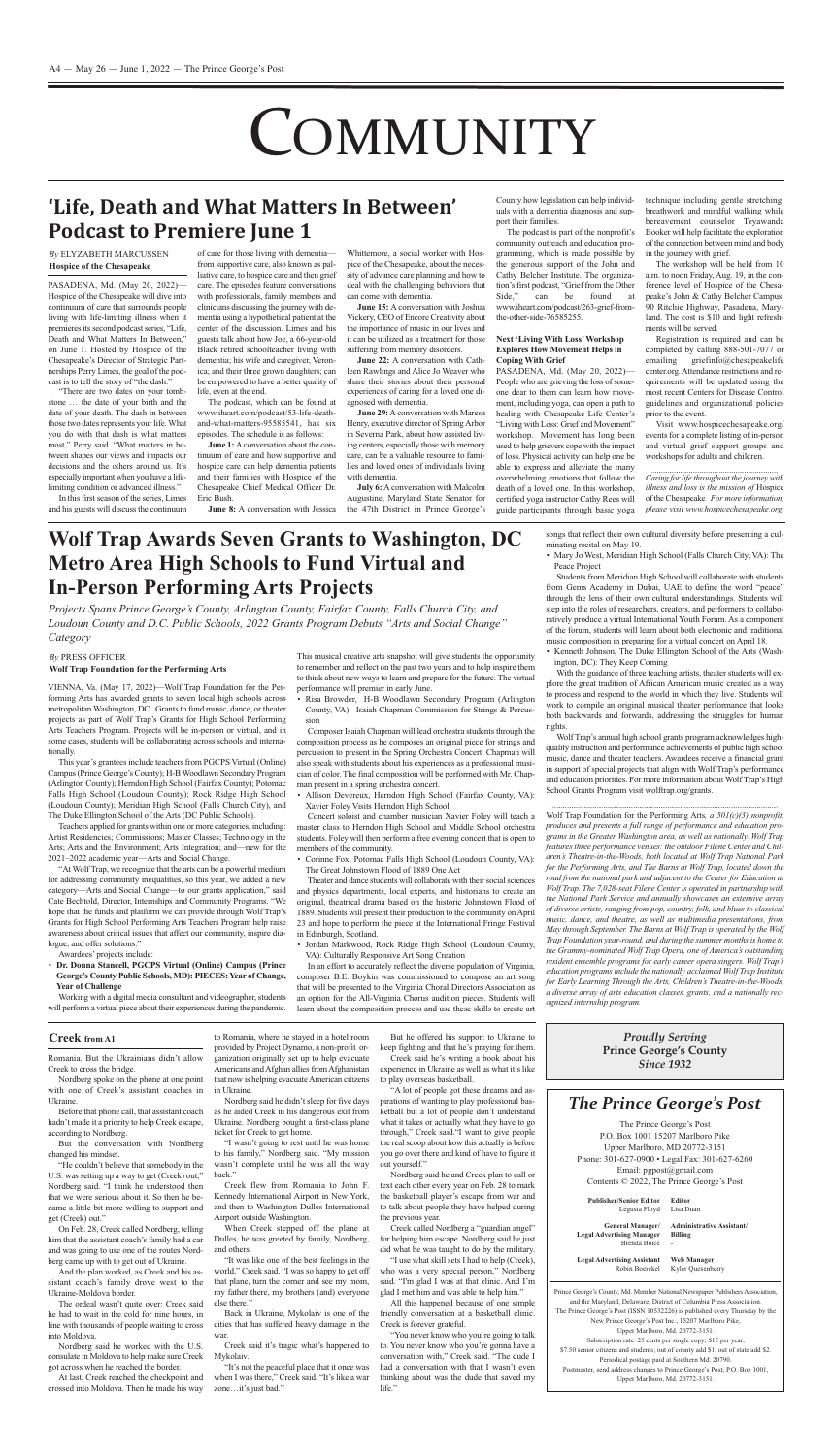// COMMUNITY

## 'Life, Death and What Matters In Between' Podcast to Premiere June 1

*By* ELYZABETH MARCUSSEN
**Hospice of the Chesapeake**

PASADENA, Md. (May 20, 2022)—Hospice of the Chesapeake will dive into continuum of care that surrounds people living with life-limiting illness when it premieres its second podcast series, "Life, Death and What Matters In Between," on June 1. Hosted by Hospice of the Chesapeake's Director of Strategic Partnerships Perry Limes, the goal of the podcast is to tell the story of "the dash."

"There are two dates on your tombstone … the date of your birth and the date of your death. The dash in between those two dates represents your life. What you do with that dash is what matters most," Perry said. "What matters in between shapes our views and impacts our decisions and the others around us. It's especially important when you have a life-limiting condition or advanced illness."

In this first season of the series, Limes and his guests will discuss the continuum of care for those living with dementia—from supportive care, also known as palliative care, to hospice care and then grief care. The episodes feature conversations with professionals, family members and clinicians discussing the journey with dementia using a hypothetical patient at the center of the discussion. Limes and his guests talk about how Joe, a 66-year-old Black retired schoolteacher living with dementia; his wife and caregiver, Veronica; and their three grown daughters; can be empowered to have a better quality of life, even at the end.

The podcast, which can be found at www.iheart.com/podcast/53-life-death-and-what-matters-95585541, has six episodes. The schedule is as follows:

**June 1:** A conversation about the continuum of care and how supportive and hospice care can help dementia patients and their families with Hospice of the Chesapeake Chief Medical Officer Dr. Eric Bush.

**June 8:** A conversation with Jessica Whittemore, a social worker with Hospice of the Chesapeake, about the necessity of advance care planning and how to deal with the challenging behaviors that can come with dementia.

**June 15:** A conversation with Joshua Vickery, CEO of Encore Creativity about the importance of music in our lives and it can be utilized as a treatment for those suffering from memory disorders.

**June 22:** A conversation with Cathleen Rawlings and Alice Jo Weaver who share their stories about their personal experiences of caring for a loved one diagnosed with dementia.

**June 29:** A conversation with Maresa Henry, executive director of Spring Arbor in Severna Park, about how assisted living centers, especially those with memory care, can be a valuable resource to families and loved ones of individuals living with dementia.

**July 6:** A conversation with Malcolm Augustine, Maryland State Senator for the 47th District in Prince George's County how legislation can help individuals with a dementia diagnosis and support their families.

The podcast is part of the nonprofit's community outreach and education programming, which is made possible by the generous support of the John and Cathy Belcher Institute. The organization's first podcast, "Grief from the Other Side," can be found at www.iheart.com/podcast/263-grief-from-the-other-side-76585255.

### Next 'Living With Loss' Workshop Explores How Movement Helps in Coping With Grief

PASADENA, Md. (May 20, 2022)—People who are grieving the loss of someone dear to them can learn how movement, including yoga, can open a path to healing with Chesapeake Life Center's "Living with Loss: Grief and Movement" workshop. Movement has long been used to help grievers cope with the impact of loss. Physical activity can help one be able to express and alleviate the many overwhelming emotions that follow the death of a loved one. In this workshop, certified yoga instructor Cathy Rees will guide participants through basic yoga technique including gentle stretching, breathwork and mindful walking while bereavement counselor Teyawanda Booker will help facilitate the exploration of the connection between mind and body in the journey with grief.

The workshop will be held from 10 a.m. to noon Friday, Aug. 19, in the conference level of Hospice of the Chesapeake's John & Cathy Belcher Campus, 90 Ritchie Highway, Pasadena, Maryland. The cost is $10 and light refreshments will be served.

Registration is required and can be completed by calling 888-501-7077 or emailing griefinfo@chesapeakelifecenter.org. Attendance restrictions and requirements will be updated using the most recent Centers for Disease Control guidelines and organizational policies prior to the event.

Visit www.hospicechesapeake.org/events for a complete listing of in-person and virtual grief support groups and workshops for adults and children.

*Caring for life throughout the journey with illness and loss is the mission of* Hospice of the Chesapeake*. For more information, please visit www.hospicechesapeake.org.*

## Wolf Trap Awards Seven Grants to Washington, DC Metro Area High Schools to Fund Virtual and In-Person Performing Arts Projects

*Projects Spans Prince George's County, Arlington County, Fairfax County, Falls Church City, and Loudoun County and D.C. Public Schools, 2022 Grants Program Debuts "Arts and Social Change" Category*

*By* PRESS OFFICER
**Wolf Trap Foundation for the Performing Arts**

VIENNA, Va. (May 17, 2022)—Wolf Trap Foundation for the Performing Arts has awarded grants to seven local high schools across metropolitan Washington, DC. Grants to fund music, dance, or theater projects as part of Wolf Trap's Grants for High School Performing Arts Teachers Program. Projects will be in-person or virtual, and in some cases, students will be collaborating across schools and internationally.

This year's grantees include teachers from PGCPS Virtual (Online) Campus (Prince George's County); H-B Woodlawn Secondary Program (Arlington County); Herndon High School (Fairfax County); Potomac Falls High School (Loudoun County); Rock Ridge High School (Loudoun County); Meridian High School (Falls Church City), and The Duke Ellington School of the Arts (DC Public Schools).

Teachers applied for grants within one or more categories, including: Artist Residencies; Commissions; Master Classes; Technology in the Arts; Arts and the Environment; Arts Integration; and—new for the 2021–2022 academic year—Arts and Social Change.

"At Wolf Trap, we recognize that the arts can be a powerful medium for addressing community inequalities, so this year, we added a new category—Arts and Social Change—to our grants application," said Cate Bechtold, Director, Internships and Community Programs. "We hope that the funds and platform we can provide through Wolf Trap's Grants for High School Performing Arts Teachers Program help raise awareness about critical issues that affect our community, inspire dialogue, and offer solutions."

Awardees' projects include:

- **Dr. Donna Stancell, PGCPS Virtual (Online) Campus (Prince George's County Public Schools, MD): PIECES: Year of Change, Year of Challenge**

Working with a digital media consultant and videographer, students will perform a virtual piece about their experiences during the pandemic. This musical creative arts snapshot will give students the opportunity to remember and reflect on the past two years and to help inspire them to think about new ways to learn and prepare for the future. The virtual performance will premier in early June.

- Risa Browder, H-B Woodlawn Secondary Program (Arlington County, VA): Isaiah Chapman Commission for Strings & Percussion

Composer Isaiah Chapman will lead orchestra students through the composition process as he composes an original piece for strings and percussion to present in the Spring Orchestra Concert. Chapman will also speak with students about his experiences as a professional musician of color. The final composition will be performed with Mr. Chapman present in a spring orchestra concert.

- Allison Devereux, Herndon High School (Fairfax County, VA): Xavier Foley Visits Herndon High School

Concert soloist and chamber musician Xavier Foley will teach a master class to Herndon High School and Middle School orchestra students. Foley will then perform a free evening concert that is open to members of the community.

- Corinne Fox, Potomac Falls High School (Loudoun County, VA): The Great Johnstown Flood of 1889 One Act

Theater and dance students will collaborate with their social sciences and physics departments, local experts, and historians to create an original, theatrical drama based on the historic Johnstown Flood of 1889. Students will present their production to the community on April 23 and hope to perform the piece at the International Fringe Festival in Edinburgh, Scotland.

- Jordan Markwood, Rock Ridge High School (Loudoun County, VA): Culturally Responsive Art Song Creation

In an effort to accurately reflect the diverse population of Virginia, composer B.E. Boykin was commissioned to compose an art song that will be presented to the Virginia Choral Directors Association as an option for the All-Virginia Chorus audition pieces. Students will learn about the composition process and use these skills to create art songs that reflect their own cultural diversity before presenting a culminating recital on May 19.

- Mary Jo West, Meridian High School (Falls Church City, VA): The Peace Project

Students from Meridian High School will collaborate with students from Gems Academy in Dubai, UAE to define the word "peace" through the lens of their own cultural understandings. Students will step into the roles of researchers, creators, and performers to collaboratively produce a virtual International Youth Forum. As a component of the forum, students will learn about both electronic and traditional music composition in preparing for a virtual concert on April 18.

- Kenneth Johnson, The Duke Ellington School of the Arts (Washington, DC): They Keep Coming

With the guidance of three teaching artists, theater students will explore the great tradition of African American music created as a way to process and respond to the world in which they live. Students will work to compile an original musical theater performance that looks both backwards and forwards, addressing the struggles for human rights.

Wolf Trap's annual high school grants program acknowledges high-quality instruction and performance achievements of public high school music, dance and theater teachers. Awardees receive a financial grant in support of special projects that align with Wolf Trap's performance and education priorities. For more information about Wolf Trap's High School Grants Program visit wolftrap.org/grants.

*Wolf Trap Foundation for the Performing Arts, a 501(c)(3) nonprofit, produces and presents a full range of performance and education programs in the Greater Washington area, as well as nationally. Wolf Trap features three performance venues: the outdoor Filene Center and Children's Theatre-in-the-Woods, both located at Wolf Trap National Park for the Performing Arts, and The Barns at Wolf Trap, located down the road from the national park and adjacent to the Center for Education at Wolf Trap. The 7,028-seat Filene Center is operated in partnership with the National Park Service and annually showcases an extensive array of diverse artists, ranging from pop, country, folk, and blues to classical music, dance, and theatre, as well as multimedia presentations, from May through September. The Barns at Wolf Trap is operated by the Wolf Trap Foundation year-round, and during the summer months is home to the Grammy-nominated Wolf Trap Opera, one of America's outstanding resident ensemble programs for early career opera singers. Wolf Trap's education programs include the nationally acclaimed Wolf Trap Institute for Early Learning Through the Arts, Children's Theatre-in-the-Woods, a diverse array of arts education classes, grants, and a nationally recognized internship program.*

### Creek from A1

Romania. But the Ukrainians didn't allow Creek to cross the bridge.

Nordberg spoke on the phone at one point with one of Creek's assistant coaches in Ukraine.

Before that phone call, that assistant coach hadn't made it a priority to help Creek escape, according to Nordberg.

But the conversation with Nordberg changed his mindset.

"He couldn't believe that somebody in the U.S. was setting up a way to get (Creek) out," Nordberg said. "I think he understood then that we were serious about it. So then he became a little bit more willing to support and get (Creek) out."

On Feb. 28, Creek called Nordberg, telling him that the assistant coach's family had a car and was going to use one of the routes Nordberg came up with to get out of Ukraine.

And the plan worked, as Creek and his assistant coach's family drove west to the Ukraine-Moldova border.

The ordeal wasn't quite over: Creek said he had to wait in the cold for nine hours, in line with thousands of people waiting to cross into Moldova.

Nordberg said he worked with the U.S. consulate in Moldova to help make sure Creek got across when he reached the border.

At last, Creek reached the checkpoint and crossed into Moldova. Then he made his way to Romania, where he stayed in a hotel room provided by Project Dynamo, a not-for-profit organization originally set up to help evacuate Americans and Afghan allies from Afghanistan that now is helping evacuate American citizens in Ukraine.

Nordberg said he didn't sleep for five days as he aided Creek in his dangerous exit from Ukraine. Nordberg bought a first-class plane ticket for Creek to get home.

"I wasn't going to rest until he was home to his family," Nordberg said. "My mission wasn't complete until he was all the way back."

Creek flew from Romania to John F. Kennedy International Airport in New York, and then to Washington Dulles International Airport outside Washington.

When Creek stepped off the plane at Dulles, he was greeted by family, Nordberg, and others.

"It was like one of the best feelings in the world," Creek said. "I was so happy to get off that plane, turn the corner and see my mom, my father there, my brothers (and) everyone else there."

Back in Ukraine, Mykolaiv is one of the cities that has suffered heavy damage in the war.

Creek said it's tragic what's happened to Mykolaiv.

"It's not the peaceful place that it once was when I was there," Creek said. "It's like a war zone…it's just bad."

But he offered his support to Ukraine to keep fighting and that he's praying for them.

Creek said he's writing a book about his experience in Ukraine as well as what it's like to play overseas basketball.

"A lot of people got these dreams and aspirations of wanting to play professional basketball but a lot of people don't understand what it takes or actually what they have to go through," Creek said. "I want to give people the real scoop about how this actually is before you go over there and kind of have to figure it out yourself."

Nordberg said he and Creek plan to call or text each other every year on Feb. 28 to mark the basketball player's escape from war and to talk about people they have helped during the previous year.

Creek called Nordberg a "guardian angel" for helping him escape. Nordberg said he just did what he was taught to do by the military.

"I use what skill sets I had to help (Creek), who was a very special person," Nordberg said. "I'm glad I was at that clinic. And I'm glad I met him and was able to help him."

All this happened because of one simple friendly conversation at a basketball clinic. Creek is forever grateful.

"You never know who you're going to talk to. You never know who you're gonna have a conversation with," Creek said. "The dude I had a conversation with that I wasn't even thinking about was the dude that saved my life."

*Proudly Serving*
**Prince George's County**
*Since 1932*

## *The Prince George's Post*

The Prince George's Post
P.O. Box 1001 15207 Marlboro Pike
Upper Marlboro, MD 20772-3151
Phone: 301-627-0900 • Legal Fax: 301-627-6260
Email: pgpost@gmail.com
Contents © 2022, The Prince George's Post

| **Publisher/Senior Editor** Legusta Floyd | **Editor** Lisa Duan |
|---|---|
| **General Manager/ Legal Advertising Manager** Brenda Boice | **Administrative Assistant/ Billing** - |
| **Legal Advertising Assistant** Robin Boerckel | **Web Manager** Kyler Quesenberry |

Prince George's County, Md. Member National Newspaper Publishers Association, and the Maryland, Delaware, District of Columbia Press Association.
The Prince George's Post (ISSN 10532226) is published every Thursday by the New Prince George's Post Inc., 15207 Marlboro Pike, Upper Marlboro, Md. 20772-3151.
Subscription rate: 25 cents per single copy; $15 per year; $7.50 senior citizens and students; out of county add $1; out of state add $2.
Periodical postage paid at Southern Md. 20790.
Postmaster, send address changes to Prince George's Post, P.O. Box 1001, Upper Marlboro, Md. 20772-3151.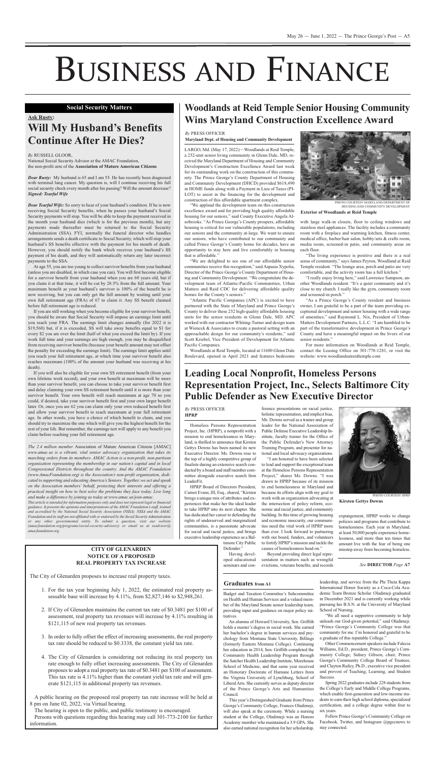# Business and Finance

## Social Security Matters

### Ask Rusty:

# Will My Husband's Benefits Continue After He Dies?

*By* RUSSELL GLOOR,
National Social Security Advisor at the AMAC Foundation, the non-profit arm of the **Association of Mature American Citizens**

***Dear Rusty:*** *My husband is 65 and I am 55. He has recently been diagnosed with terminal lung cancer. My question is, will I continue receiving his full social security check every month after his passing? Will the amount decrease?* ***Signed: Tearful Wife***

***Dear Tearful Wife:*** So sorry to hear of your husband's condition. If he is now receiving Social Security benefits, when he passes your husband's Social Security payments will stop. You will be able to keep the payment received in the month your husband dies (which is for the previous month), but any payments made thereafter must be returned to the Social Security Administration (SSA). FYI, normally the funeral director who handles arrangements sends a death certificate to Social Security, which will stop your husband's SS benefits effective with the payment for his month of death. However, you should notify the bank which receives your husband's SS payment of his death, and they will automatically return any later incorrect payments to the SSA.

At age 55, you are too young to collect survivor benefits from your husband (unless you are disabled, in which case you can). You will first become eligible for a survivor benefit from your husband when you are 60 years old, but if you claim it at that time, it will be cut by 28.5% from the full amount. Your maximum benefit as your husband's survivor is 100% of the benefit he is now receiving, but you can only get the full amount by waiting until your own full retirement age (FRA) of 67 to claim it. Any SS benefit claimed before full retirement age is reduced.

If you are still working when you become eligible for your survivor benefit, you should be aware that Social Security will impose an earnings limit until you reach your FRA. The earnings limit changes annually (for 2022 it is $19,560) but, if it is exceeded, SS will take away benefits equal to $1 for every $2 you are over the limit (half of what you exceed the limit by). If you work full time and your earnings are high enough, you may be disqualified from receiving survivor benefits (because your benefit amount may not offset the penalty for exceeding the earnings limit). The earnings limit applies until you reach your full retirement age, at which time your survivor benefit also reaches maximum (100% of the amount your husband was receiving at his death).

If you will also be eligible for your own SS retirement benefit (from your own lifetime work record), and your own benefit at maximum will be more than your survivor benefit, you can choose to take your survivor benefit first and delay claiming your own SS retirement benefit until it is more than your survivor benefit. Your own benefit will reach maximum at age 70 so you could, if desired, take your survivor benefit first and your own larger benefit later. Or, once you are 62 you can claim only your own reduced benefit first and allow your survivor benefit to reach maximum at your full retirement age. In other words, you have a choice of which benefit to claim, and you should try to maximize the one which will give you the highest benefit for the rest of your life. But remember, the earnings test will apply to any benefit you claim before reaching your full retirement age.

*The 2.4 million member Association of Mature American Citizens [AMAC] www.amac.us is a vibrant, vital senior advocacy organization that takes its marching orders from its members. AMAC Action is a non-profit, non-partisan organization representing the membership in our nation's capital and in local Congressional Districts throughout the country. And the AMAC Foundation (www.AmacFoundation.org) is the Association's non-profit organization, dedicated to supporting and educating America's Seniors. Together, we act and speak on the Association members' behalf, protecting their interests and offering a practical insight on how to best solve the problems they face today. Live long and make a difference by joining us today at www.amac.us/join-amac.*

*This article is intended for information purposes only and does not represent legal or financial guidance. It presents the opinions and interpretations of the AMAC Foundation's staff, trained and accredited by the National Social Security Association (NSSA). NSSA and the AMAC Foundation and its staff are not affiliated with or endorsed by the Social Security Administration or any other governmental entity. To submit a question, visit our website (amacfoundation.org/programs/social-security-advisory) or email us at ssadvisor@amacfoundation.org.*

# Woodlands at Reid Temple Senior Housing Community Wins Maryland Construction Excellence Award

*By* PRESS OFFICER
**Maryland Dept. of Housing and Community Development**

LARGO, Md. (May 17, 2022)—Woodlands at Reid Temple, a 252-unit senior living community in Glenn Dale, MD, received the Maryland Department of Housing and Community Development's Construction Excellence Award last week for its outstanding work on the construction of this community. The Prince George's County Department of Housing and Community Development (DHCD) provided $618,490 in HOME funds along with a Payment in Lieu of Taxes (PILOT) to assist in the financing for the development and construction of this affordable apartment complex.

"We applaud the development team on this construction excellence award and for providing high quality affordable housing for our seniors," said County Executive Angela Alsobrooks. "As Prince George's County prospers, affordable housing is critical for our vulnerable populations, including our seniors and the community at-large. We want to ensure our seniors, who have contributed to our community and called Prince George's County home for decades, have an opportunity to stay here and live comfortably in housing that is affordable."

"We are delighted to see one of our affordable senior communities receive this recognition," said Aspasia Xypolia, Director of the Prince George's County Department of Housing and Community Development. "We congratulate the development team of Atlantic-Pacific Communities, Urban Matters and Reid CDC for delivering affordable quality homes for the County's seniors."

"Atlantic Pacific Companies (APC) is excited to have partnered with the State of Maryland and Prince George's County to deliver these 252 high-quality affordable housing units for the senior residents in Glenn Dale, MD. APC worked with our contractor Whiting-Turner and design team at Wiencek & Associates to create a pastoral setting with an approachable design for our community's residents," said Scott Kriebel, Vice President of Development for Atlantic Pacific Companies.

Woodlands at Reid Temple, located at 11600 Glenn Dale Boulevard, opened in April 2021 and features bedrooms with large walk-in closets, floor to ceiling windows and stainless steel appliances. The facility includes a community room with a fireplace and warming kitchen, fitness center, medical office, barber/hair salon, hobby/arts & crafts room, media room, screened-in patio, and community areas on each floor.

PHOTO COURTESY MARYLAND DEPARTMENT OF HOUSING AND COMMUNITY DEVELOPMENT

**Exterior of Woodlands at Reid Temple**

"The living experience is positive and there is a real sense of community," says James Peyton, Woodland at Reid Temple resident. "The lounge area, porch and patio are very comfortable, and the activity room has a full kitchen."

"I really enjoy living here," said Lawrence Sampson, another Woodlands resident. "It's a quiet community and it's close to my church. I really like the gym, community room and screened-in porch."

"As a Prince George's County resident and business owner, I am grateful to be a part of the team providing exceptional development and senior housing with a wide range of amenities," said Raymond L. Nix, President of Urban-Matters Development Partners, L.L.C. "I am humbled to be part of the transformative development in Prince George's County and have a meaningful impact on the livers of our senior residents."

For more information on Woodlands at Reid Temple, contact the Leasing Office on 301-778-1281, or visit the website: www.woodlandsatreidtemple.com

# Leading Local Nonprofit, Homeless Persons Representation Project, Inc., Selects Baltimore City Public Defender as New Executive Director

*By* PRESS OFFICER
**HPRP**

Homeless Persons Representation Project, Inc. (HPRP), a nonprofit with a mission to end homelessness in Maryland, is thrilled to announce that Kirsten Gettys Downs has been named its new Executive Director. Ms. Downs rose to the top of a highly competitive group of finalists during an extensive search conducted by a board and staff member committee alongside executive search firm LeaderFit.

HPRP Board of Directors President, Carnot Evans, III, Esq., shared, "Kirsten brings a unique mix of attributes and experiences that make her the ideal leader to take HPRP into its next chapter. She has dedicated her career to defending the rights of underserved and marginalized communities, is a passionate advocate for social and racial justice, and brings executive leadership experience as a Baltimore City Public Defender."

Having developed educational seminars and conference presentations on racial justice, holistic representation, and implicit bias, Ms. Downs served as a trainer and group leader for the National Association of Public Defense Executive Leadership Institute, faculty trainer for the Office of the Public Defender's New Attorney Training Program, and presenter for national and local advocacy organizations.

"I am honored to have been selected to lead and support the exceptional team at the Homeless Persons Representation Project," shares Ms. Downs. "I was drawn to HPRP because of its mission to end homelessness in Maryland and because its efforts align with my goal to work with an organization advocating at the intersection of policy reform, economic and racial justice, and community building. In this time of growing housing and economic insecurity, our communities need the vital work of HPRP more than ever. I look forward to partnering with our board, funders, and volunteers to fortify HPRP's mission and tackle the causes of homelessness head on."

Beyond providing direct legal representation in matters such as wrongful evictions, veterans benefits, and records expungement, HPRP works to change policies and programs that contribute to homelessness. Each year in Maryland, at least 50,000 people experience homelessness, and more than ten times that amount live with the fear of being one misstep away from becoming homeless.

PHOTO COURTESY HPRP

**Kirsten Gettys Downs**

*See* **DIRECTOR** *Page* **A7**

## CITY OF GLENARDEN NOTICE OF A PROPOSED REAL PROPERTY TAX INCREASE

The City of Glenarden proposes to increase real property taxes.

1. For the tax year beginning July 1, 2022, the estimated real property assessable base will increase by 4.11%, from $2,827,146 to $2,948,261.
2. If City of Glenarden maintains the current tax rate of $0.3481 per $100 of assessment, real property tax revenues will increase by 4.11% resulting in $121,115 of new real property tax revenues.
3. In order to fully offset the effect of increasing assessments, the real property tax rate should be reduced to $0.3338, the constant yield tax rate.
4. The City of Glenarden is considering not reducing its real property tax rate enough to fully offset increasing assessments. The City of Glenarden proposes to adopt a real property tax rate of $0.3481 per $100 of assessment. This tax rate is 4.11% higher than the constant yield tax rate and will generate $121,115 in additional property tax revenues.

A public hearing on the proposed real property tax rate increase will be held at 8 pm on June 02, 2022, via Virtual hearing.

The hearing is open to the public, and public testimony is encouraged.

Persons with questions regarding this hearing may call 301-773-2100 for further information.

## Graduates from A1

Budget and Taxation Committee's Subcommittee on Health and Human Services and a valued member of the Maryland Senate senior leadership team, providing input and guidance on major policy initiatives.

An alumna of Howard University, Sen. Griffith holds a master's degree in social work. She earned her bachelor's degree in human services and psychology from Montana State University, Billings (formerly Eastern Montana College). Continuing her education in 2014, Sen. Griffith completed the Community Health Leadership Program through the Satcher Health Leadership Institute, Morehouse School of Medicine, and that same year received an Honorary Doctorate of Humane Letters from the Virginia University of Lynchburg, School of Liberal Arts. She currently serves as deputy director of the Prince George's Arts and Humanities Council.

This year's Distinguished Graduate from Prince George's Community College, Frances Oladimeji, will also speak at the ceremony. While a nursing student at the College, Oladimeji was an Honors Academy member who maintained a 3.9 GPA. She also earned national recognition for her scholarship, leadership, and service from the Phi Theta Kappa International Honor Society as a Coca-Cola Academic Team Bronze Scholar. Oladimeji graduated in December 2021 and is currently working while pursuing her B.S.N. at the University of Maryland School of Nursing.

"We all need a supportive community to help unleash our God-given potential," said Oladimeji. "Prince George's Community College was that community for me. I'm honored and grateful to be a graduate of this reputable College."

Other Commencement speakers include Falecia Williams, Ed.D., president, Prince George's Community College; Sidney Gibson, chair, Prince George's Community College Board of Trustees; and Clayton Railey, Ph.D., executive vice president and provost of Teaching, Learning, and Student Success.

Spring 2022 graduates include 228 students from the College's Early and Middle College Programs, which enable first-generation and low-income students to earn their high school diploma, specialized certification, and a college degree within four to six years.

Follow Prince George's Community College on Facebook, Twitter, and Instagram @pgccnews to stay connected.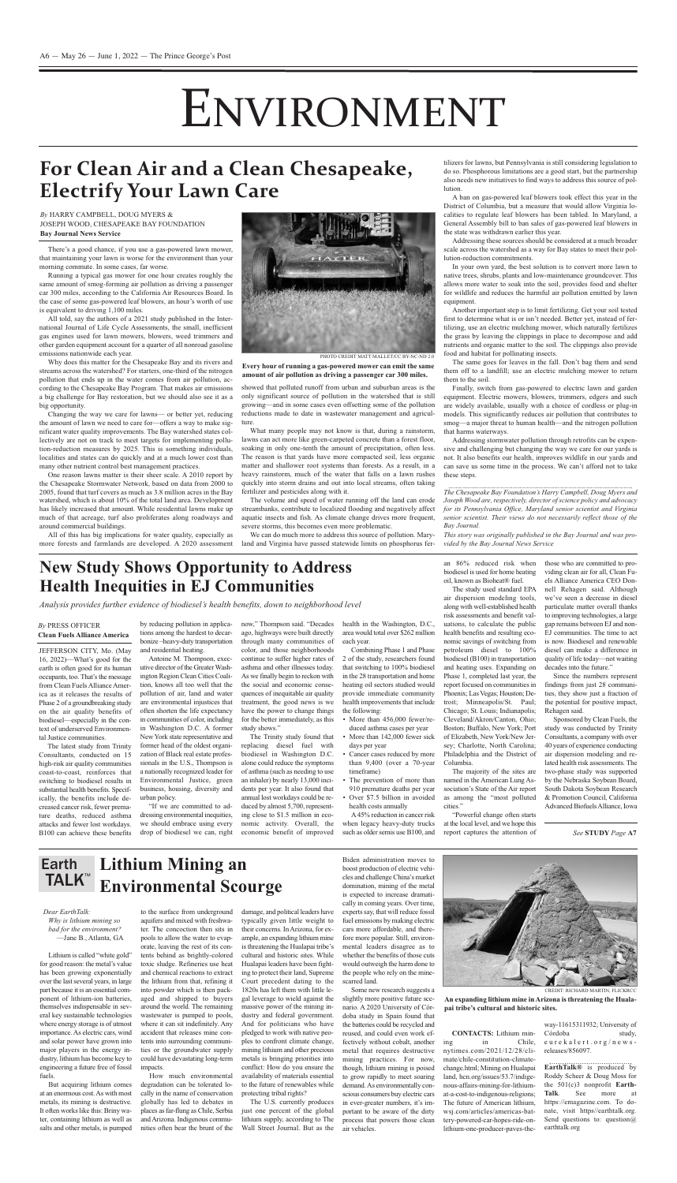# Environment

## For Clean Air and a Clean Chesapeake, Electrify Your Lawn Care

*By* HARRY CAMPBELL, DOUG MYERS & JOSEPH WOOD, CHESAPEAKE BAY FOUNDATION
**Bay Journal News Service**

There's a good chance, if you use a gas-powered lawn mower, that maintaining your lawn is worse for the environment than your morning commute. In some cases, far worse.

Running a typical gas mower for one hour creates roughly the same amount of smog-forming air pollution as driving a passenger car 300 miles, according to the California Air Resources Board. In the case of some gas-powered leaf blowers, an hour's worth of use is equivalent to driving 1,100 miles.

All told, say the authors of a 2021 study published in the International Journal of Life Cycle Assessments, the small, inefficient gas engines used for lawn mowers, blowers, weed trimmers and other garden equipment account for a quarter of all nonroad gasoline emissions nationwide each year.

Why does this matter for the Chesapeake Bay and its rivers and streams across the watershed? For starters, one-third of the nitrogen pollution that ends up in the water comes from air pollution, according to the Chesapeake Bay Program. That makes air emissions a big challenge for Bay restoration, but we should also see it as a big opportunity.

Changing the way we care for lawns— or better yet, reducing the amount of lawn we need to care for—offers a way to make significant water quality improvements. The Bay watershed states collectively are not on track to meet targets for implementing pollution-reduction measures by 2025. This is something individuals, localities and states can do quickly and at a much lower cost than many other nutrient control best management practices.

One reason lawns matter is their sheer scale. A 2010 report by the Chesapeake Stormwater Network, based on data from 2000 to 2005, found that turf covers as much as 3.8 million acres in the Bay watershed, which is about 10% of the total land area. Development has likely increased that amount. While residential lawns make up much of that acreage, turf also proliferates along roadways and around commercial buildings.

All of this has big implications for water quality, especially as more forests and farmlands are developed. A 2020 assessment showed that polluted runoff from urban and suburban areas is the only significant source of pollution in the watershed that is still growing—and in some cases even offsetting some of the pollution reductions made to date in wastewater management and agriculture.

PHOTO CREDIT MATT MALLET/CC BY-NC-ND 2.0

**Every hour of running a gas-powered mower can emit the same amount of air pollution as driving a passenger car 300 miles.**

What many people may not know is that, during a rainstorm, lawns can act more like green-carpeted concrete than a forest floor, soaking in only one-tenth the amount of precipitation, often less. The reason is that yards have more compacted soil, less organic matter and shallower root systems than forests. As a result, in a heavy rainstorm, much of the water that falls on a lawn rushes quickly into storm drains and out into local streams, often taking fertilizer and pesticides along with it.

The volume and speed of water running off the land can erode streambanks, contribute to localized flooding and negatively affect aquatic insects and fish. As climate change drives more frequent, severe storms, this becomes even more problematic.

We can do much more to address this source of pollution. Maryland and Virginia have passed statewide limits on phosphorus fertilizers for lawns, but Pennsylvania is still considering legislation to do so. Phosphorous limitations are a good start, but the partnership also needs new initiatives to find ways to address this source of pollution.

A ban on gas-powered leaf blowers took effect this year in the District of Columbia, but a measure that would allow Virginia localities to regulate leaf blowers has been tabled. In Maryland, a General Assembly bill to ban sales of gas-powered leaf blowers in the state was withdrawn earlier this year.

Addressing these sources should be considered at a much broader scale across the watershed as a way for Bay states to meet their pollution-reduction commitments.

In your own yard, the best solution is to convert more lawn to native trees, shrubs, plants and low-maintenance groundcover. This allows more water to soak into the soil, provides food and shelter for wildlife and reduces the harmful air pollution emitted by lawn equipment.

Another important step is to limit fertilizing. Get your soil tested first to determine what is or isn't needed. Better yet, instead of fertilizing, use an electric mulching mower, which naturally fertilizes the grass by leaving the clippings in place to decompose and add nutrients and organic matter to the soil. The clippings also provide food and habitat for pollinating insects.

The same goes for leaves in the fall. Don't bag them and send them off to a landfill; use an electric mulching mower to return them to the soil.

Finally, switch from gas-powered to electric lawn and garden equipment. Electric mowers, blowers, trimmers, edgers and such are widely available, usually with a choice of cordless or plug-in models. This significantly reduces air pollution that contributes to smog—a major threat to human health—and the nitrogen pollution that harms waterways.

Addressing stormwater pollution through retrofits can be expensive and challenging but changing the way we care for our yards is not. It also benefits our health, improves wildlife in our yards and can save us some time in the process. We can't afford not to take these steps.

*The Chesapeake Bay Foundation's Harry Campbell, Doug Myers and Joseph Wood are, respectively, director of science policy and advocacy for its Pennsylvania Office, Maryland senior scientist and Virginia senior scientist. Their views do not necessarily reflect those of the Bay Journal.*

*This story was originally published in the Bay Journal and was provided by the Bay Journal News Service*

## New Study Shows Opportunity to Address Health Inequities in EJ Communities

*Analysis provides further evidence of biodiesel's health benefits, down to neighborhood level*

*By* PRESS OFFICER
**Clean Fuels Alliance America**

JEFFERSON CITY, Mo. (May 16, 2022)—What's good for the earth is often good for its human occupants, too. That's the message from Clean Fuels Alliance America as it releases the results of Phase 2 of a groundbreaking study on the air quality benefits of biodiesel—especially in the context of underserved Environmental Justice communities.

The latest study from Trinity Consultants, conducted on 15 high-risk air quality communities coast-to-coast, reinforces that switching to biodiesel results in substantial health benefits. Specifically, the benefits include decreased cancer risk, fewer premature deaths, reduced asthma attacks and fewer lost workdays. B100 can achieve these benefits by reducing pollution in applications among the hardest to decarbonize–heavy-duty transportation and residential heating.

Antoine M. Thompson, executive director of the Greater Washington Region Clean Cities Coalition, knows all too well that the pollution of air, land and water are environmental injustices that often shorten the life expectancy in communities of color, including in Washington D.C. A former New York state representative and former head of the oldest organization of Black real estate professionals in the U.S., Thompson is a nationally recognized leader for Environmental Justice, green business, housing, diversity and urban policy.

"If we are committed to addressing environmental inequities, we should embrace using every drop of biodiesel we can, right now," Thompson said. "Decades ago, highways were built directly through many communities of color, and those neighborhoods continue to suffer higher rates of asthma and other illnesses today. As we finally begin to reckon with the social and economic consequences of inequitable air quality treatment, the good news is we have the power to change things for the better immediately, as this study shows."

The Trinity study found that replacing diesel fuel with biodiesel in Washington D.C. alone could reduce the symptoms of asthma (such as needing to use an inhaler) by nearly 13,000 incidents per year. It also found that annual lost workdays could be reduced by almost 5,700, representing close to $1.5 million in economic activity. Overall, the economic benefit of improved health in the Washington, D.C., area would total over $262 million each year.

Combining Phase 1 and Phase 2 of the study, researchers found that switching to 100% biodiesel in the 28 transportation and home heating oil sectors studied would provide immediate community health improvements that include the following:

- More than 456,000 fewer/reduced asthma cases per year
- More than 142,000 fewer sick days per year
- Cancer cases reduced by more than 9,400 (over a 70-year timeframe)
- The prevention of more than 910 premature deaths per year
- Over $7.5 billion in avoided health costs annually

A 45% reduction in cancer risk when legacy heavy-duty trucks such as older semis use B100, and an 86% reduced risk when biodiesel is used for home heating oil, known as Bioheat® fuel.

The study used standard EPA air dispersion modeling tools, along with well-established health risk assessments and benefit valuations, to calculate the public health benefits and resulting economic savings of switching from petroleum diesel to 100% biodiesel (B100) in transportation and heating uses. Expanding on Phase 1, completed last year, the report focused on communities in Phoenix; Las Vegas; Houston; Detroit; Minneapolis/St. Paul; Chicago; St. Louis; Indianapolis; Cleveland/Akron/Canton, Ohio; Boston; Buffalo, New York; Port of Elizabeth, New York/New Jersey; Charlotte, North Carolina; Philadelphia and the District of Columbia.

The majority of the sites are named in the American Lung Association's State of the Air report as among the "most polluted cities."

"Powerful change often starts at the local level, and we hope this report captures the attention of those who are committed to providing clean air for all, Clean Fuels Alliance America CEO Donnell Rehagen said. Although we've seen a decrease in diesel particulate matter overall thanks to improving technologies, a large gap remains between EJ and non-EJ communities. The time to act is now. Biodiesel and renewable diesel can make a difference in quality of life today—not waiting decades into the future."

Since the numbers represent findings from just 28 communities, they show just a fraction of the potential for positive impact, Rehagen said.

Sponsored by Clean Fuels, the study was conducted by Trinity Consultants, a company with over 40 years of experience conducting air dispersion modeling and related health risk assessments. The two-phase study was supported by the Nebraska Soybean Board, South Dakota Soybean Research & Promotion Council, California Advanced Biofuels Alliance, Iowa

*See* **STUDY** *Page* **A7**

## Earth TALK™ Lithium Mining an Environmental Scourge

*Dear EarthTalk: Why is lithium mining so bad for the environment?*
—Jane B., Atlanta, GA

Lithium is called "white gold" for good reason: the metal's value has been growing exponentially over the last several years, in large part because it is an essential component of lithium-ion batteries, themselves indispensable in several key sustainable technologies where energy storage is of utmost importance. As electric cars, wind and solar power have grown into major players in the energy industry, lithium has become key to engineering a future free of fossil fuels.

But acquiring lithium comes at an enormous cost. As with most metals, its mining is destructive. It often works like this: Briny water, containing lithium as well as salts and other metals, is pumped to the surface from underground aquifers and mixed with freshwater. The concoction then sits in pools to allow the water to evaporate, leaving the rest of its contents behind as brightly-colored toxic sludge. Refineries use heat and chemical reactions to extract the lithium from that, refining it into powder which is then packaged and shipped to buyers around the world. The remaining wastewater is pumped to pools, where it can sit indefinitely. Any accident that releases mine contents into surrounding communities or the groundwater supply could have devastating long-term impacts.

How much environmental degradation can be tolerated locally in the name of conservation globally has led to debates in places as far-flung as Chile, Serbia and Arizona. Indigenous communities often bear the brunt of the damage, and political leaders have typically given little weight to their concerns. In Arizona, for example, an expanding lithium mine is threatening the Hualapai tribe's cultural and historic sites. While Hualapai leaders have been fighting to protect their land, Supreme Court precedent dating to the 1820s has left them with little legal leverage to wield against the massive power of the mining industry and federal government. And for politicians who have pledged to work with native peoples to confront climate change, mining lithium and other precious metals is bringing priorities into conflict: How do you ensure the availability of materials essential to the future of renewables while protecting tribal rights?

The U.S. currently produces just one percent of the global lithium supply, according to The Wall Street Journal. But as the Biden administration moves to boost production of electric vehicles and challenge China's market domination, mining of the metal is expected to increase dramatically in coming years. Over time, experts say, that will reduce fossil fuel emissions by making electric cars more affordable, and therefore more popular. Still, environmental leaders disagree as to whether the benefits of those cuts would outweigh the harm done to the people who rely on the mine-scarred land.

Some new research suggests a slightly more positive future scenario. A 2020 University of Córdoba study in Spain found that the batteries could be recycled and reused, and could even work effectively without cobalt, another metal that requires destructive mining practices. For now, though, lithium mining is poised to grow rapidly to meet soaring demand. As environmentally conscious consumers buy electric cars in ever-greater numbers, it's important to be aware of the dirty process that powers those clean air vehicles.

CREDIT: RICHARD MARTIN, FLICKRCC

**An expanding lithium mine in Arizona is threatening the Hualapai tribe's cultural and historic sites.**

**CONTACTS:** Lithium mining in Chile, nytimes.com/2021/12/28/climate/chile-constitution-climate-change.html; Mining on Hualapai land, hcn.org/issues/53.7/indigenous-affairs-mining-for-lithium-at-a-cost-to-indigenous-religions; The Future of American lithium, wsj.com/articles/americas-battery-powered-car-hopes-ride-on-lithium-one-producer-paves-the-way-11615311932; University of Córdoba study, eurekalert.org/news-releases/856097.

**EarthTalk®** is produced by Roddy Scheer & Doug Moss for the 501(c)3 nonprofit **EarthTalk**. See more at https://emagazine.com. To donate, visit https//earthtalk.org. Send questions to: question@earthtalk.org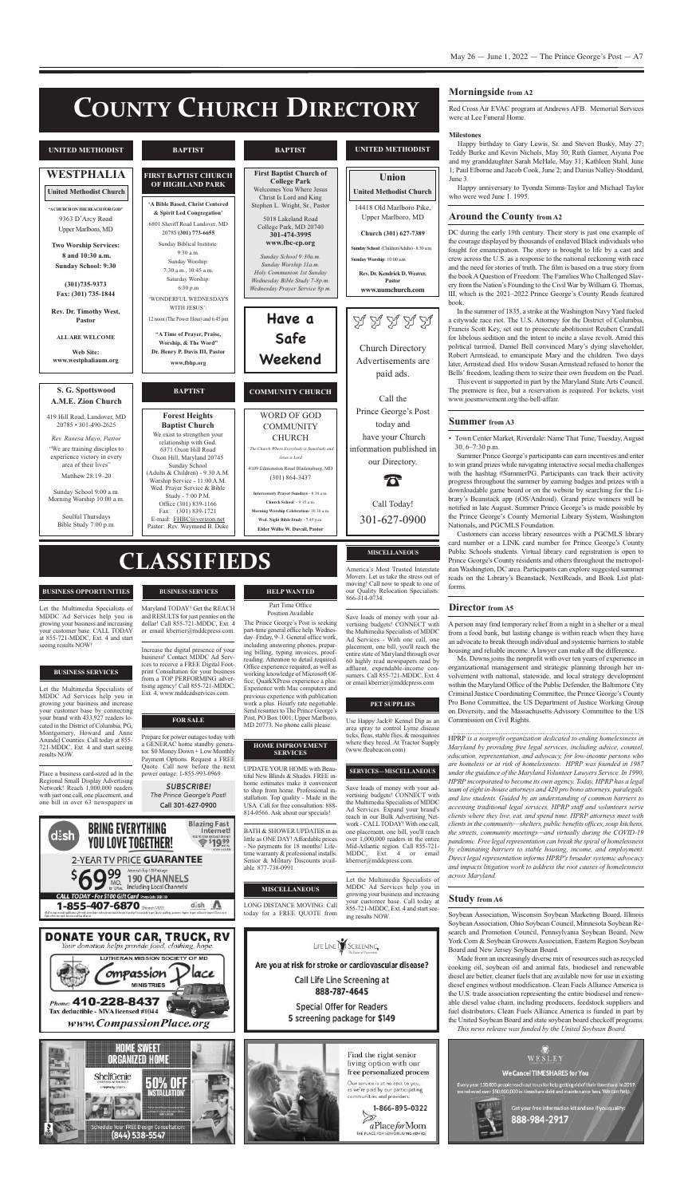# County Church Directory

## UNITED METHODIST

### WESTPHALIA

**United Methodist Church**

"A CHURCH ON THE REACH FOR GOD"

9363 D'Arcy Road
Upper Marlboro, MD

**Two Worship Services:**
**8 and 10:30 a.m.**
**Sunday School: 9:30**

**(301)735-9373**
**Fax: (301) 735-1844**

**Rev. Dr. Timothy West, Pastor**

**ALL ARE WELCOME**

**Web Site:**
**www.westphaliaum.org**

## BAPTIST

### FIRST BAPTIST CHURCH OF HIGHLAND PARK

**'A Bible Based, Christ Centered & Spirit Led Congregation'**

6801 Sheriff Road Landover, MD 20785 **(301) 773-6655**

Sunday Biblical Institute: 9:30 a.m.
Sunday Worship: 7:30 a.m., 10:45 a.m.
Saturday Worship: 6:30 p.m.

"WONDERFUL WEDNESDAYS WITH JESUS':
12 noon (The Power Hour) and 6:45 pm

**"A Time of Prayer, Praise, Worship, & The Word"**
**Dr. Henry P. Davis III, Pastor**
**www.fbhp.org**

## BAPTIST

### First Baptist Church of College Park

Welcomes You Where Jesus Christ Is Lord and King
Stephen L. Wright, Sr., Pastor

5018 Lakeland Road
College Park, MD 20740
**301-474-3995**
**www.fbc-cp.org**

*Sunday School 9:30a.m.*
*Sunday Worship 11a.m.*
*Holy Communion 1st Sunday*
*Wednesday Bible Study 7-8p.m.*
*Wednesday Prayer Service 8p.m.*

## UNITED METHODIST

### Union

**United Methodist Church**

14418 Old Marlboro Pike,
Upper Marlboro, MD

**Church (301) 627-7389**

**Sunday School** (Children/Adults) - 8:30 a.m.
**Sunday Worship**: 10:00 a.m.

**Rev. Dr. Kendrick D. Weaver, Pastor**
**www.uumchurch.com**

### S. G. Spottswood A.M.E. Zion Church

419 Hill Road, Landover, MD 20785 • 301-490-2625

*Rev. Ranesa Mayo, Pastor*

"We are training disciples to experience victory in every area of their lives"

Matthew 28:19–20

Sunday School 9:00 a.m.
Morning Worship 10:00 a.m.

Soulful Thursdays
Bible Study 7:00 p.m.

## BAPTIST

### Forest Heights Baptist Church

We exist to strengthen your relationship with God.
6371 Oxon Hill Road
Oxon Hill, Maryland 20745
Sunday School
(Adults & Children) - 9:30 A.M.
Worship Service - 11:00 A.M.
Wed. Prayer Service & Bible Study - 7:00 P.M.
Office (301) 839-1166
Fax (301) 839-1721
E-mail: FHBC@verizon.net
Pastor: Rev. Waymond B. Duke

**Have a Safe Weekend**

## COMMUNITY CHURCH

### WORD OF GOD COMMUNITY CHURCH

*"The Church Where Everybody is Somebody and Jesus is Lord*

4109 Edmonston Road Bladensburg, MD
(301) 864-3437

**Intercessory Prayer Sundays** - 8:30 a.m.
**Church School** – 9:15 a.m.
**Morning Worship Celebration**- 10:30 a.m.
**Wed. Night Bible Study** - 7:45 p.m.
**Elder Willie W. Duvall, Pastor**

Church Directory Advertisements are paid ads.

Call the Prince George's Post today and have your Church information published in our Directory.

Call Today!
301-627-0900

# CLASSIFIEDS

## BUSINESS OPPORTUNITIES

Let the Multimedia Specialists of MDDC Ad Services help you in growing your business and increasing your customer base. CALL TODAY at 855-721-MDDC, Ext. 4 and start seeing results NOW!

## BUSINESS SERVICES

Let the Multimedia Specialists of MDDC Ad Services help you in growing your business and increase your customer base by connecting your brand with 433,927 readers located in the District of Columbia, PG, Montgomery, Howard and Anne Arundel Counties. Call today at 855-721-MDDC, Ext. 4 and start seeing results NOW.

Place a business card-sized ad in the Regional Small Display Advertising Network! Reach 1,000,000 readers with just one call, one placement, and one bill in over 63 newspapers in Maryland TODAY! Get the REACH and RESULTS for just pennies on the dollar! Call 855-721-MDDC, Ext. 4 or email kberrier@mddcpress.com.

Increase the digital presence of your business! Contact MDDC Ad Services to receive a FREE Digital Footprint Consultation for your business from a TOP PERFORMING advertising agency! Call 855-721-MDDC, Ext. 4, www.mddcadservices.com.

## FOR SALE

Prepare for power outages today with a GENERAC home standby generator. $0 Money Down + Low Monthly Payment Options. Request a FREE Quote. Call now before the next power outage: 1-855-993-0969

*SUBSCRIBE!*
*The Prince George's Post!*
**Call 301-627-0900**

## HELP WANTED

Part Time Office Position Available

The Prince George's Post is seeking part-time general office help. Wednesday–Friday, 9–3. General office work, including answering phones, preparing billing, typing invoices, proofreading. Attention to detail required. Office experience required, as well as working knowledge of Microsoft Office; QuarkXPress experience a plus. Experience with Mac computers and previous experience with publication work a plus. Hourly rate negotiable. Send resumes to The Prince George's Post, PO Box 1001, Upper Marlboro, MD 20773. No phone calls please.

## HOME IMPROVEMENT SERVICES

UPDATE YOUR HOME with Beautiful New Blinds & Shades. FREE in-home estimates make it convenient to shop from home. Professional installation. Top quality - Made in the USA. Call for free consultation: 888-814-0566. Ask about our specials!

BATH & SHOWER UPDATES in as little as ONE DAY! Affordable prices - No payments for 18 months! Lifetime warranty & professional installs. Senior & Military Discounts available. 877-738-0991.

## MISCELLANEOUS

LONG DISTANCE MOVING: Call today for a FREE QUOTE from America's Most Trusted Interstate Movers. Let us take the stress out of moving! Call now to speak to one of our Quality Relocation Specialists: 866-314-0734.

## MISCELLANEOUS

Save loads of money with your advertising budgets! CONNECT with the Multimedia Specialists of MDDC Ad Services - With one call, one placement, one bill, you'll reach the entire state of Maryland through over 60 highly read newspapers read by affluent, expendable-income consumers. Call 855-721-MDDC, Ext. 4 or email kberrier@mddcpress.com

## PET SUPPLIES

Use Happy Jack® Kennel Dip as an area spray to control Lyme disease ticks, fleas, stable flies, & mosquitoes where they breed. At Tractor Supply (www.fleabeacon.com)

## SERVICES—MISCELLANEOUS

Save loads of money with your advertising budgets! CONNECT with the Multimedia Specialists of MDDC Ad Services. Expand your brand's reach in our Bulk Advertising Network - CALL TODAY! With one call, one placement, one bill, you'll reach over 1,000,000 readers in the entire Mid-Atlantic region. Call 855-721-MDDC, Ext. 4 or email kberrier@mddcpress.com.

Let the Multimedia Specialists of MDDC Ad Services help you in growing your business and increasing your customer base. Call today at 855-721-MDDC, Ext. 4 and start seeing results NOW.

BRING EVERYTHING YOU LOVE TOGETHER! Blazing Fast Internet! $19.99 2-YEAR TV PRICE GUARANTEE $69.99/mo. 190 CHANNELS Including Local Channels! CALL TODAY - For $100 Gift Card 1-855-407-6870

DONATE YOUR CAR, TRUCK, RV Your donation helps provide food, clothing, hope. LUTHERAN MISSION SOCIETY OF MD Compassion Place MINISTRIES Phone: 410-228-8437 Tax deductible - MVA licensed #1044 www.CompassionPlace.org

HOME SWEET ORGANIZED HOME ShelfGenie 50% OFF INSTALLATION Schedule Your FREE Design Consultation: (844) 538-5547

Life Line Screening. Are you at risk for stroke or cardiovascular disease? Call Life Line Screening at 888-787-4645 Special Offer for Readers 5 screening package for $149

Find the right senior living option with our free personalized process. Our service is at no cost to you, as we're paid by our participating communities and providers. 1-866-895-0322 aPlaceforMom. THE PLACE FOR SENIOR LIVING ADVICE

## Morningside from A2

Red Cross Air EVAC program at Andrews AFB. Memorial Services were at Lee Funeral Home.

**Milestones**

Happy birthday to Gary Lewis, Sr. and Steven Busky, May 27; Teddy Burke and Kevin Nichols, May 30; Ruth Garner, Aiyana Poe and my granddaughter Sarah McHale, May 31; Kathleen Stahl, June 1; Paul Elborne and Jacob Cook, June 2; and Darius Nalley-Stoddard, June 3.

Happy anniversary to Tyonda Simms-Taylor and Michael Taylor who were wed June 1. 1995.

## Around the County from A2

DC during the early 19th century. Their story is just one example of the courage displayed by thousands of enslaved Black individuals who fought for emancipation. The story is brought to life by a cast and crew across the U.S. as a response to the national reckoning with race and the need for stories of truth. The film is based on a true story from the book A Question of Freedom: The Families Who Challenged Slavery from the Nation's Founding to the Civil War by William G. Thomas, III, which is the 2021–2022 Prince George's County Reads featured book.

In the summer of 1835, a strike at the Washington Navy Yard fueled a citywide race riot. The U.S. Attorney for the District of Columbia, Francis Scott Key, set out to prosecute abolitionist Reuben Crandall for libelous sedition and the intent to incite a slave revolt. Amid this political turmoil, Daniel Bell convinced Mary's dying slaveholder, Robert Armstead, to emancipate Mary and the children. Two days later, Armstead died. His widow Susan Armstead refused to honor the Bells' freedom, leading them to seize their own freedom on the Pearl.

This event is supported in part by the Maryland State Arts Council. The premiere is free, but a reservation is required. For tickets, visit www.joesmovement.org/the-bell-affair.

## Summer from A3

- Town Center Market, Riverdale: Name That Tune, Tuesday, August 30, 6–7:30 p.m.

Summer Prince George's participants can earn incentives and enter to win grand prizes while navigating interactive social media challenges with the hashtag #SummerPG. Participants can track their activity progress throughout the summer by earning badges and prizes with a downloadable game board or on the website by searching for the Library's Beanstack app (iOS/Android). Grand prize winners will be notified in late August. Summer Prince George's is made possible by the Prince George's County Memorial Library System, Washington Nationals, and PGCMLS Foundation.

Customers can access library resources with a PGCMLS library card number or a LINK card number for Prince George's County Public Schools students. Virtual library card registration is open to Prince George's County residents and others throughout the metropolitan Washington, DC area. Participants can explore suggested summer reads on the Library's Beanstack, NextReads, and Book List platforms.

## Director from A5

A person may find temporary relief from a night in a shelter or a meal from a food bank, but lasting change is within reach when they have an advocate to break through individual and systemic barriers to stable housing and reliable income. A lawyer can make all the difference.

Ms. Downs joins the nonprofit with over ten years of experience in organizational management and strategic planning through her involvement with national, statewide, and local strategy development within the Maryland Office of the Public Defender, the Baltimore City Criminal Justice Coordinating Committee, the Prince George's County Pro Bono Committee, the US Department of Justice Working Group on Diversity, and the Massachusetts Advisory Committee to the US Commission on Civil Rights.

HPRP *is a nonprofit organization dedicated to ending homelessness in Maryland by providing free legal services, including advice, counsel, education, representation, and advocacy, for low-income persons who are homeless or at risk of homelessness. HPRP was founded in 1987 under the guidance of the Maryland Volunteer Lawyers Service. In 1990, HPRP incorporated to become its own agency. Today, HPRP has a legal team of eight in-house attorneys and 420 pro bono attorneys, paralegals, and law students. Guided by an understanding of common barriers to accessing traditional legal services, HPRP staff and volunteers serve clients where they live, eat, and spend time. HPRP attorneys meet with clients in the community—shelters, public benefits offices, soup kitchens, the streets, community meetings—and virtually during the COVID-19 pandemic. Free legal representation can break the spiral of homelessness by eliminating barriers to stable housing, income, and employment. Direct legal representation informs HPRP's broader systemic advocacy and impacts litigation work to address the root causes of homelessness across Maryland.*

## Study from A6

Soybean Association, Wisconsin Soybean Marketing Board, Illinois Soybean Association, Ohio Soybean Council, Minnesota Soybean Research and Promotion Council, Pennsylvania Soybean Board, New York Corn & Soybean Growers Association, Eastern Region Soybean Board and New Jersey Soybean Board.

Made from an increasingly diverse mix of resources such as recycled cooking oil, soybean oil and animal fats, biodiesel and renewable diesel are better, cleaner fuels that are available now for use in existing diesel engines without modification. Clean Fuels Alliance America is the U.S. trade association representing the entire biodiesel and renewable diesel value chain, including producers, feedstock suppliers and fuel distributors. Clean Fuels Alliance America is funded in part by the United Soybean Board and state soybean board checkoff programs.

*This news release was funded by the United Soybean Board.*

WESLEY. We Cancel TIMESHARES for You. Get your free information kit and see if you qualify: 888-984-2917